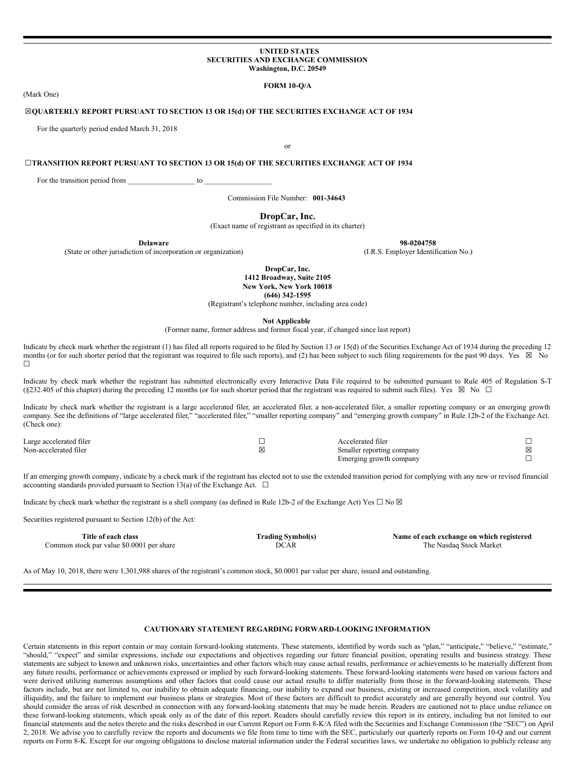**UNITED STATES**
**SECURITIES AND EXCHANGE COMMISSION**
**Washington, D.C. 20549**

**FORM 10-Q/A**

(Mark One)

☒**QUARTERLY REPORT PURSUANT TO SECTION 13 OR 15(d) OF THE SECURITIES EXCHANGE ACT OF 1934**

For the quarterly period ended March 31, 2018

or

☐**TRANSITION REPORT PURSUANT TO SECTION 13 OR 15(d) OF THE SECURITIES EXCHANGE ACT OF 1934**

For the transition period from __________________ to __________________

Commission File Number: **001-34643**

**DropCar, Inc.**
(Exact name of registrant as specified in its charter)

| **Delaware** | **98-0204758** |
|---|---|
| (State or other jurisdiction of incorporation or organization) | (I.R.S. Employer Identification No.) |

**DropCar, Inc.**
**1412 Broadway, Suite 2105**
**New York, New York 10018**
**(646) 342-1595**
(Registrant's telephone number, including area code)

**Not Applicable**
(Former name, former address and former fiscal year, if changed since last report)

Indicate by check mark whether the registrant (1) has filed all reports required to be filed by Section 13 or 15(d) of the Securities Exchange Act of 1934 during the preceding 12 months (or for such shorter period that the registrant was required to file such reports), and (2) has been subject to such filing requirements for the past 90 days. Yes ☒ No ☐

Indicate by check mark whether the registrant has submitted electronically every Interactive Data File required to be submitted pursuant to Rule 405 of Regulation S-T (§232.405 of this chapter) during the preceding 12 months (or for such shorter period that the registrant was required to submit such files). Yes ☒ No ☐

Indicate by check mark whether the registrant is a large accelerated filer, an accelerated filer, a non-accelerated filer, a smaller reporting company or an emerging growth company. See the definitions of "large accelerated filer," "accelerated filer," "smaller reporting company" and "emerging growth company" in Rule 12b-2 of the Exchange Act. (Check one):

| | | | |
|---|---|---|---|
| Large accelerated filer | ☐ | Accelerated filer | ☐ |
| Non-accelerated filer | ☒ | Smaller reporting company | ☒ |
| | | Emerging growth company | ☐ |

If an emerging growth company, indicate by a check mark if the registrant has elected not to use the extended transition period for complying with any new or revised financial accounting standards provided pursuant to Section 13(a) of the Exchange Act. ☐

Indicate by check mark whether the registrant is a shell company (as defined in Rule 12b-2 of the Exchange Act) Yes ☐ No ☒

Securities registered pursuant to Section 12(b) of the Act:

| Title of each class | Trading Symbol(s) | Name of each exchange on which registered |
|---|---|---|
| Common stock par value $0.0001 per share | DCAR | The Nasdaq Stock Market |

As of May 10, 2018, there were 1,301,988 shares of the registrant's common stock, $0.0001 par value per share, issued and outstanding.

## CAUTIONARY STATEMENT REGARDING FORWARD-LOOKING INFORMATION

Certain statements in this report contain or may contain forward-looking statements. These statements, identified by words such as "plan," "anticipate," "believe," "estimate," "should," "expect" and similar expressions, include our expectations and objectives regarding our future financial position, operating results and business strategy. These statements are subject to known and unknown risks, uncertainties and other factors which may cause actual results, performance or achievements to be materially different from any future results, performance or achievements expressed or implied by such forward-looking statements. These forward-looking statements were based on various factors and were derived utilizing numerous assumptions and other factors that could cause our actual results to differ materially from those in the forward-looking statements. These factors include, but are not limited to, our inability to obtain adequate financing, our inability to expand our business, existing or increased competition, stock volatility and illiquidity, and the failure to implement our business plans or strategies. Most of these factors are difficult to predict accurately and are generally beyond our control. You should consider the areas of risk described in connection with any forward-looking statements that may be made herein. Readers are cautioned not to place undue reliance on these forward-looking statements, which speak only as of the date of this report. Readers should carefully review this report in its entirety, including but not limited to our financial statements and the notes thereto and the risks described in our Current Report on Form 8-K/A filed with the Securities and Exchange Commission (the "SEC") on April 2, 2018. We advise you to carefully review the reports and documents we file from time to time with the SEC, particularly our quarterly reports on Form 10-Q and our current reports on Form 8-K. Except for our ongoing obligations to disclose material information under the Federal securities laws, we undertake no obligation to publicly release any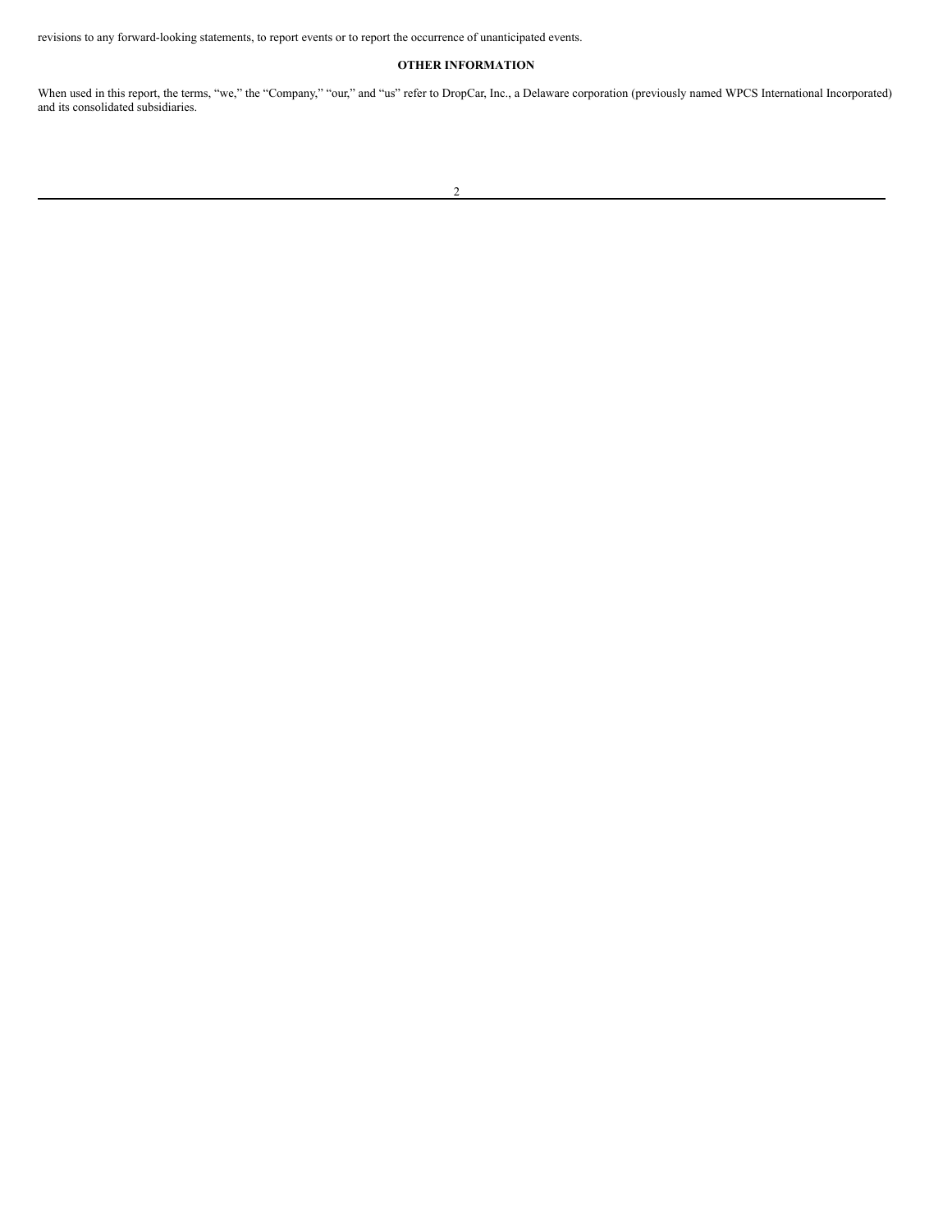revisions to any forward-looking statements, to report events or to report the occurrence of unanticipated events.

## OTHER INFORMATION

When used in this report, the terms, "we," the "Company," "our," and "us" refer to DropCar, Inc., a Delaware corporation (previously named WPCS International Incorporated) and its consolidated subsidiaries.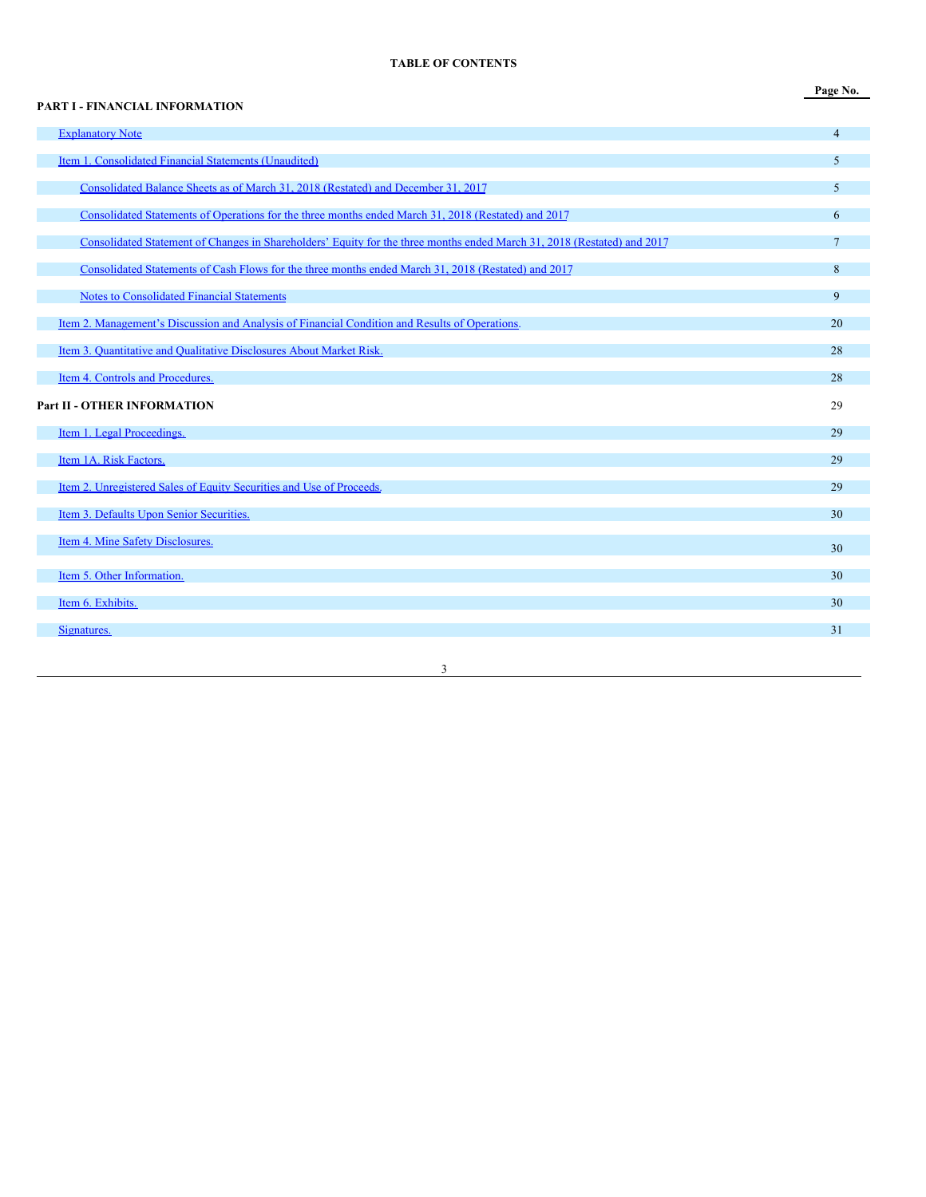# TABLE OF CONTENTS

| | Page No. |
|---|---|
| **PART I - FINANCIAL INFORMATION** | |
| Explanatory Note | 4 |
| Item 1. Consolidated Financial Statements (Unaudited) | 5 |
| Consolidated Balance Sheets as of March 31, 2018 (Restated) and December 31, 2017 | 5 |
| Consolidated Statements of Operations for the three months ended March 31, 2018 (Restated) and 2017 | 6 |
| Consolidated Statement of Changes in Shareholders' Equity for the three months ended March 31, 2018 (Restated) and 2017 | 7 |
| Consolidated Statements of Cash Flows for the three months ended March 31, 2018 (Restated) and 2017 | 8 |
| Notes to Consolidated Financial Statements | 9 |
| Item 2. Management's Discussion and Analysis of Financial Condition and Results of Operations. | 20 |
| Item 3. Quantitative and Qualitative Disclosures About Market Risk. | 28 |
| Item 4. Controls and Procedures. | 28 |
| **Part II - OTHER INFORMATION** | 29 |
| Item 1. Legal Proceedings. | 29 |
| Item 1A. Risk Factors. | 29 |
| Item 2. Unregistered Sales of Equity Securities and Use of Proceeds. | 29 |
| Item 3. Defaults Upon Senior Securities. | 30 |
| Item 4. Mine Safety Disclosures. | 30 |
| Item 5. Other Information. | 30 |
| Item 6. Exhibits. | 30 |
| Signatures. | 31 |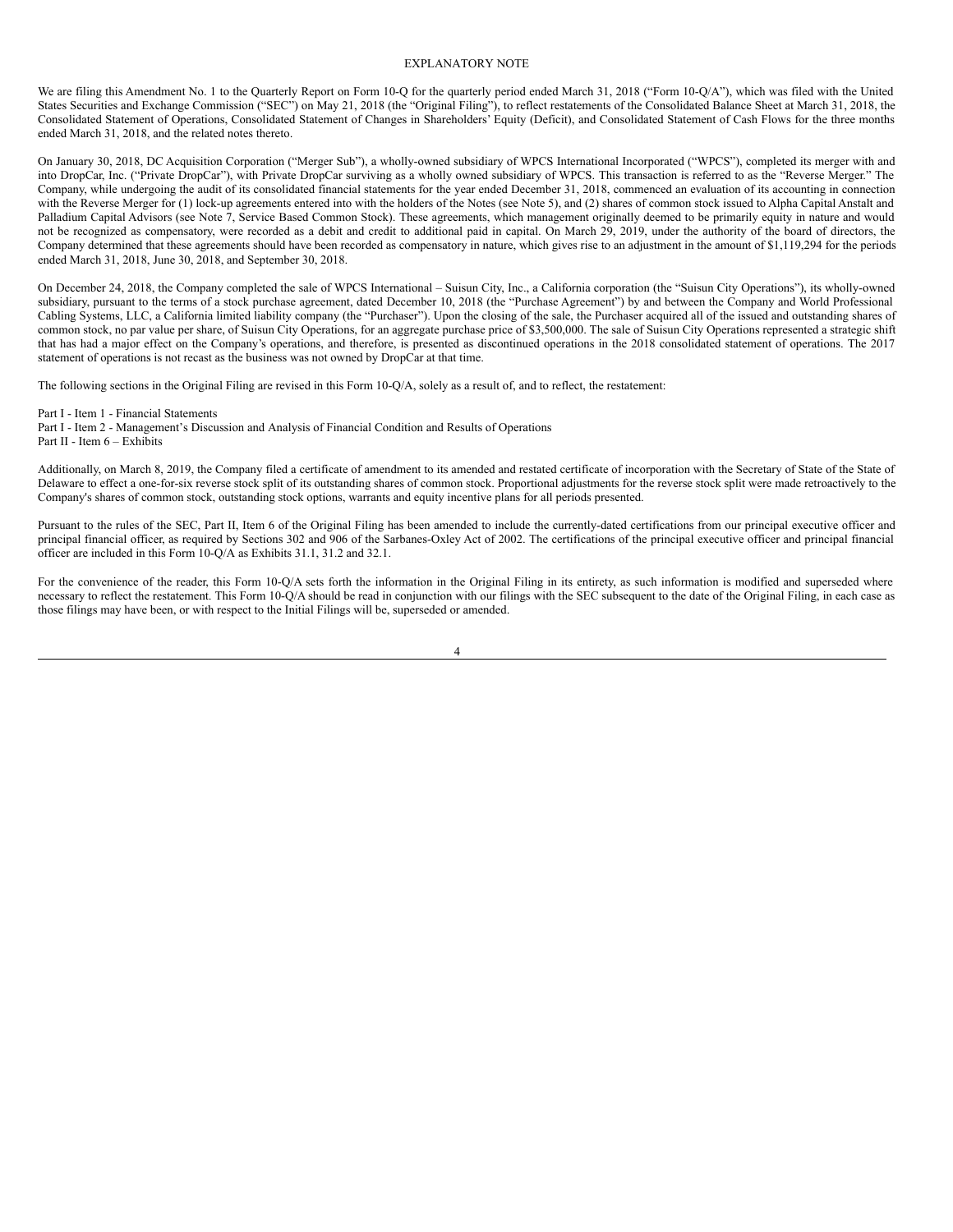# EXPLANATORY NOTE

We are filing this Amendment No. 1 to the Quarterly Report on Form 10-Q for the quarterly period ended March 31, 2018 ("Form 10-Q/A"), which was filed with the United States Securities and Exchange Commission ("SEC") on May 21, 2018 (the "Original Filing"), to reflect restatements of the Consolidated Balance Sheet at March 31, 2018, the Consolidated Statement of Operations, Consolidated Statement of Changes in Shareholders' Equity (Deficit), and Consolidated Statement of Cash Flows for the three months ended March 31, 2018, and the related notes thereto.

On January 30, 2018, DC Acquisition Corporation ("Merger Sub"), a wholly-owned subsidiary of WPCS International Incorporated ("WPCS"), completed its merger with and into DropCar, Inc. ("Private DropCar"), with Private DropCar surviving as a wholly owned subsidiary of WPCS. This transaction is referred to as the "Reverse Merger." The Company, while undergoing the audit of its consolidated financial statements for the year ended December 31, 2018, commenced an evaluation of its accounting in connection with the Reverse Merger for (1) lock-up agreements entered into with the holders of the Notes (see Note 5), and (2) shares of common stock issued to Alpha Capital Anstalt and Palladium Capital Advisors (see Note 7, Service Based Common Stock). These agreements, which management originally deemed to be primarily equity in nature and would not be recognized as compensatory, were recorded as a debit and credit to additional paid in capital. On March 29, 2019, under the authority of the board of directors, the Company determined that these agreements should have been recorded as compensatory in nature, which gives rise to an adjustment in the amount of $1,119,294 for the periods ended March 31, 2018, June 30, 2018, and September 30, 2018.

On December 24, 2018, the Company completed the sale of WPCS International – Suisun City, Inc., a California corporation (the "Suisun City Operations"), its wholly-owned subsidiary, pursuant to the terms of a stock purchase agreement, dated December 10, 2018 (the "Purchase Agreement") by and between the Company and World Professional Cabling Systems, LLC, a California limited liability company (the "Purchaser"). Upon the closing of the sale, the Purchaser acquired all of the issued and outstanding shares of common stock, no par value per share, of Suisun City Operations, for an aggregate purchase price of $3,500,000. The sale of Suisun City Operations represented a strategic shift that has had a major effect on the Company's operations, and therefore, is presented as discontinued operations in the 2018 consolidated statement of operations. The 2017 statement of operations is not recast as the business was not owned by DropCar at that time.

The following sections in the Original Filing are revised in this Form 10-Q/A, solely as a result of, and to reflect, the restatement:

Part I - Item 1 - Financial Statements
Part I - Item 2 - Management's Discussion and Analysis of Financial Condition and Results of Operations
Part II - Item 6 – Exhibits

Additionally, on March 8, 2019, the Company filed a certificate of amendment to its amended and restated certificate of incorporation with the Secretary of State of the State of Delaware to effect a one-for-six reverse stock split of its outstanding shares of common stock. Proportional adjustments for the reverse stock split were made retroactively to the Company's shares of common stock, outstanding stock options, warrants and equity incentive plans for all periods presented.

Pursuant to the rules of the SEC, Part II, Item 6 of the Original Filing has been amended to include the currently-dated certifications from our principal executive officer and principal financial officer, as required by Sections 302 and 906 of the Sarbanes-Oxley Act of 2002. The certifications of the principal executive officer and principal financial officer are included in this Form 10-Q/A as Exhibits 31.1, 31.2 and 32.1.

For the convenience of the reader, this Form 10-Q/A sets forth the information in the Original Filing in its entirety, as such information is modified and superseded where necessary to reflect the restatement. This Form 10-Q/A should be read in conjunction with our filings with the SEC subsequent to the date of the Original Filing, in each case as those filings may have been, or with respect to the Initial Filings will be, superseded or amended.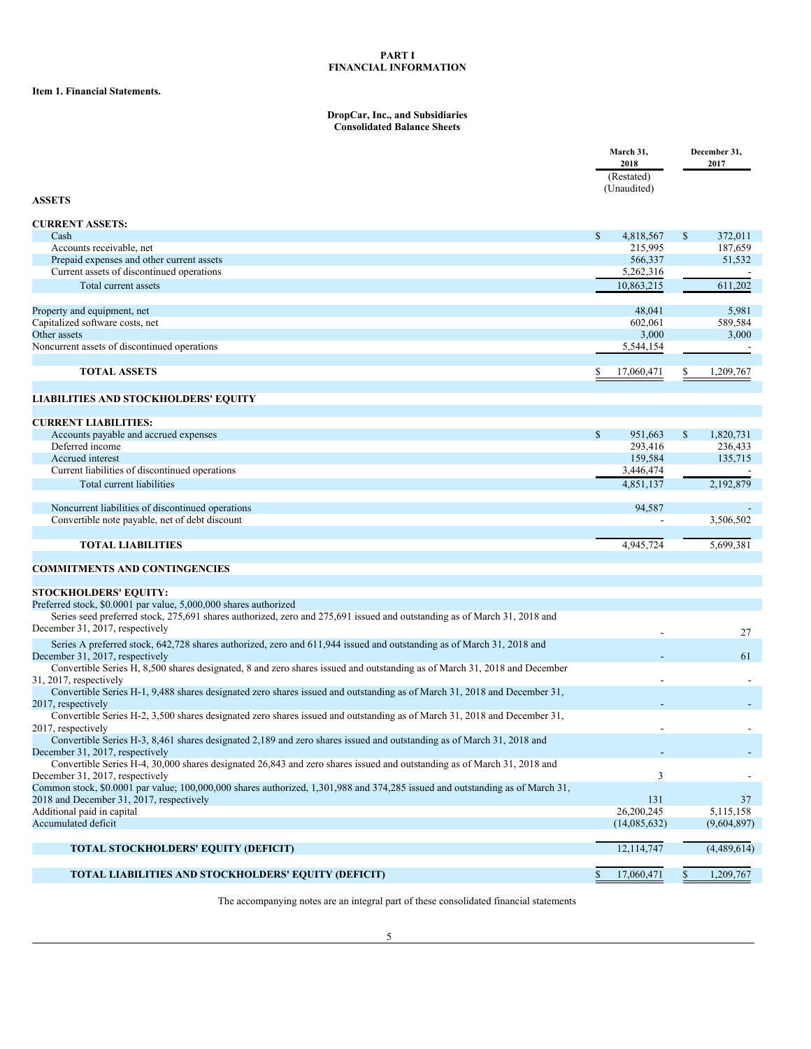# PART I
# FINANCIAL INFORMATION

**Item 1. Financial Statements.**

**DropCar, Inc., and Subsidiaries**
**Consolidated Balance Sheets**

| | March 31, 2018 (Restated) (Unaudited) | December 31, 2017 |
|---|---|---|
| **ASSETS** | | |
| **CURRENT ASSETS:** | | |
| Cash | $ 4,818,567 | $ 372,011 |
| Accounts receivable, net | 215,995 | 187,659 |
| Prepaid expenses and other current assets | 566,337 | 51,532 |
| Current assets of discontinued operations | 5,262,316 | - |
| Total current assets | 10,863,215 | 611,202 |
| Property and equipment, net | 48,041 | 5,981 |
| Capitalized software costs, net | 602,061 | 589,584 |
| Other assets | 3,000 | 3,000 |
| Noncurrent assets of discontinued operations | 5,544,154 | - |
| **TOTAL ASSETS** | $ 17,060,471 | $ 1,209,767 |
| **LIABILITIES AND STOCKHOLDERS' EQUITY** | | |
| **CURRENT LIABILITIES:** | | |
| Accounts payable and accrued expenses | $ 951,663 | $ 1,820,731 |
| Deferred income | 293,416 | 236,433 |
| Accrued interest | 159,584 | 135,715 |
| Current liabilities of discontinued operations | 3,446,474 | - |
| Total current liabilities | 4,851,137 | 2,192,879 |
| Noncurrent liabilities of discontinued operations | 94,587 | - |
| Convertible note payable, net of debt discount | - | 3,506,502 |
| **TOTAL LIABILITIES** | 4,945,724 | 5,699,381 |
| **COMMITMENTS AND CONTINGENCIES** | | |
| **STOCKHOLDERS' EQUITY:** | | |
| Preferred stock, $0.0001 par value, 5,000,000 shares authorized | | |
| Series seed preferred stock, 275,691 shares authorized, zero and 275,691 issued and outstanding as of March 31, 2018 and December 31, 2017, respectively | - | 27 |
| Series A preferred stock, 642,728 shares authorized, zero and 611,944 issued and outstanding as of March 31, 2018 and December 31, 2017, respectively | - | 61 |
| Convertible Series H, 8,500 shares designated, 8 and zero shares issued and outstanding as of March 31, 2018 and December 31, 2017, respectively | - | - |
| Convertible Series H-1, 9,488 shares designated zero shares issued and outstanding as of March 31, 2018 and December 31, 2017, respectively | - | - |
| Convertible Series H-2, 3,500 shares designated zero shares issued and outstanding as of March 31, 2018 and December 31, 2017, respectively | - | - |
| Convertible Series H-3, 8,461 shares designated 2,189 and zero shares issued and outstanding as of March 31, 2018 and December 31, 2017, respectively | - | - |
| Convertible Series H-4, 30,000 shares designated 26,843 and zero shares issued and outstanding as of March 31, 2018 and December 31, 2017, respectively | 3 | - |
| Common stock, $0.0001 par value; 100,000,000 shares authorized, 1,301,988 and 374,285 issued and outstanding as of March 31, 2018 and December 31, 2017, respectively | 131 | 37 |
| Additional paid in capital | 26,200,245 | 5,115,158 |
| Accumulated deficit | (14,085,632) | (9,604,897) |
| **TOTAL STOCKHOLDERS' EQUITY (DEFICIT)** | 12,114,747 | (4,489,614) |
| **TOTAL LIABILITIES AND STOCKHOLDERS' EQUITY (DEFICIT)** | $ 17,060,471 | $ 1,209,767 |

The accompanying notes are an integral part of these consolidated financial statements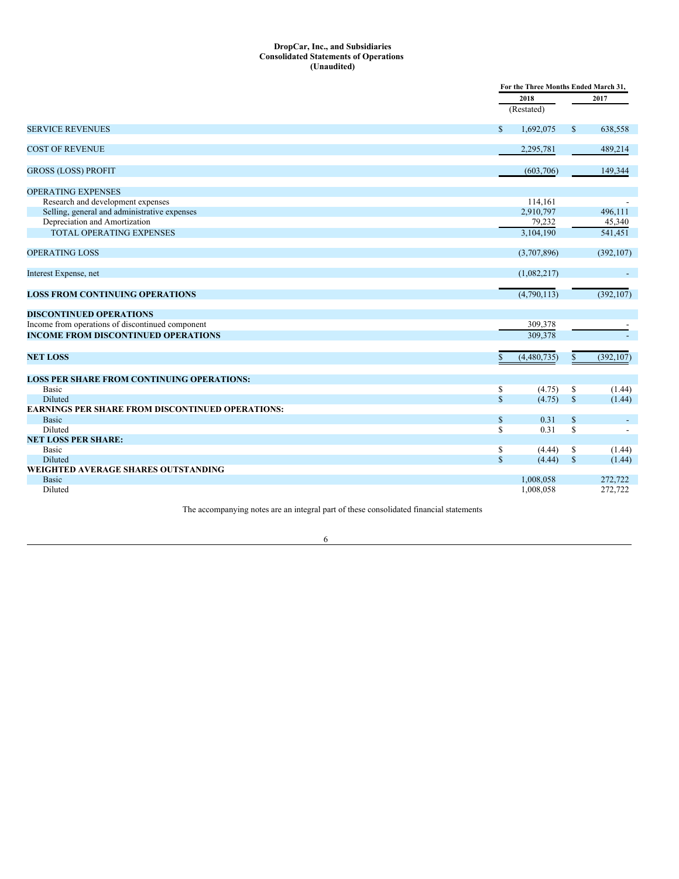**DropCar, Inc., and Subsidiaries**
**Consolidated Statements of Operations**
**(Unaudited)**

| | For the Three Months Ended March 31, | |
|---|---|---|
| | 2018 (Restated) | 2017 |
| SERVICE REVENUES | $ 1,692,075 | $ 638,558 |
| COST OF REVENUE | 2,295,781 | 489,214 |
| GROSS (LOSS) PROFIT | (603,706) | 149,344 |
| OPERATING EXPENSES | | |
| Research and development expenses | 114,161 | - |
| Selling, general and administrative expenses | 2,910,797 | 496,111 |
| Depreciation and Amortization | 79,232 | 45,340 |
| TOTAL OPERATING EXPENSES | 3,104,190 | 541,451 |
| OPERATING LOSS | (3,707,896) | (392,107) |
| Interest Expense, net | (1,082,217) | - |
| **LOSS FROM CONTINUING OPERATIONS** | (4,790,113) | (392,107) |
| **DISCONTINUED OPERATIONS** | | |
| Income from operations of discontinued component | 309,378 | - |
| **INCOME FROM DISCONTINUED OPERATIONS** | 309,378 | - |
| **NET LOSS** | $ (4,480,735) | $ (392,107) |
| **LOSS PER SHARE FROM CONTINUING OPERATIONS:** | | |
| Basic | $ (4.75) | $ (1.44) |
| Diluted | $ (4.75) | $ (1.44) |
| **EARNINGS PER SHARE FROM DISCONTINUED OPERATIONS:** | | |
| Basic | $ 0.31 | $ - |
| Diluted | $ 0.31 | $ - |
| **NET LOSS PER SHARE:** | | |
| Basic | $ (4.44) | $ (1.44) |
| Diluted | $ (4.44) | $ (1.44) |
| **WEIGHTED AVERAGE SHARES OUTSTANDING** | | |
| Basic | 1,008,058 | 272,722 |
| Diluted | 1,008,058 | 272,722 |

The accompanying notes are an integral part of these consolidated financial statements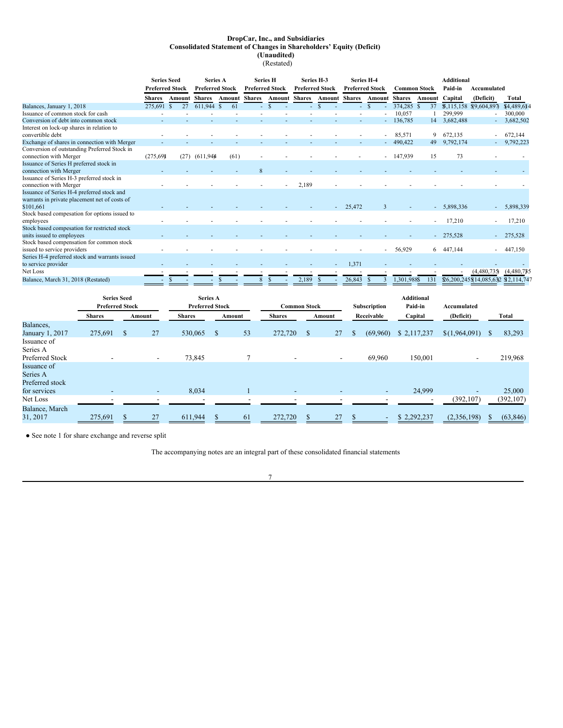**DropCar, Inc., and Subsidiaries**
**Consolidated Statement of Changes in Shareholders' Equity (Deficit)**
**(Unaudited)**
(Restated)

| | Series Seed Preferred Stock | | Series A Preferred Stock | | Series H Preferred Stock | | Series H-3 Preferred Stock | | Series H-4 Preferred Stock | | Common Stock | | Additional Paid-in | Accumulated | |
|---|---|---|---|---|---|---|---|---|---|---|---|---|---|---|---|
| | Shares | Amount | Shares | Amount | Shares | Amount | Shares | Amount | Shares | Amount | Shares | Amount | Capital | (Deficit) | Total |
| Balances, January 1, 2018 | 275,691 | $ 27 | 611,944 | $ 61 | - | $ - | - | $ - | - | $ - | 374,285 | $ 37 | $5,115,158 | $(9,604,897) | $(4,489,614) |
| Issuance of common stock for cash | - | - | - | - | - | - | - | - | - | - | 10,057 | 1 | 299,999 | - | 300,000 |
| Conversion of debt into common stock | - | - | - | - | - | - | - | - | - | - | 136,785 | 14 | 3,682,488 | - | 3,682,502 |
| Interest on lock-up shares in relation to convertible debt | - | - | - | - | - | - | - | - | - | - | 85,571 | 9 | 672,135 | - | 672,144 |
| Exchange of shares in connection with Merger | - | - | - | - | - | - | - | - | - | - | 490,422 | 49 | 9,792,174 | - | 9,792,223 |
| Conversion of outstanding Preferred Stock in connection with Merger | (275,691) | (27) | (611,944) | (61) | - | - | - | - | - | - | 147,939 | 15 | 73 | - | - |
| Issuance of Series H preferred stock in connection with Merger | - | - | - | - | 8 | - | - | - | - | - | - | - | - | - | - |
| Issuance of Series H-3 preferred stock in connection with Merger | - | - | - | - | - | - | 2,189 | - | - | - | - | - | - | - | - |
| Issuance of Series H-4 preferred stock and warrants in private placement net of costs of $101,661 | - | - | - | - | - | - | - | - | 25,472 | 3 | - | - | 5,898,336 | - | 5,898,339 |
| Stock based compesation for options issued to employees | - | - | - | - | - | - | - | - | - | - | - | - | 17,210 | - | 17,210 |
| Stock based compesation for restricted stock units issued to employees | - | - | - | - | - | - | - | - | - | - | - | - | 275,528 | - | 275,528 |
| Stock based compensation for common stock issued to service providers | - | - | - | - | - | - | - | - | - | - | 56,929 | 6 | 447,144 | - | 447,150 |
| Series H-4 preferred stock and warrants issued to service provider | - | - | - | - | - | - | - | - | 1,371 | - | - | - | - | - | - |
| Net Loss | - | - | - | - | - | - | - | - | - | - | - | - | - | (4,480,735) | (4,480,735) |
| Balance, March 31, 2018 (Restated) | - | $ - | - | $ - | 8 | $ - | 2,189 | $ - | 26,843 | $ 3 | 1,301,988 | $ 131 | $26,200,245 | $(14,085,632) | $12,114,747 |

| | Series Seed Preferred Stock | | Series A Preferred Stock | | Common Stock | | Subscription | Additional Paid-in | Accumulated | |
|---|---|---|---|---|---|---|---|---|---|---|
| | Shares | Amount | Shares | Amount | Shares | Amount | Receivable | Capital | (Deficit) | Total |
| Balances, January 1, 2017 | 275,691 | $ 27 | 530,065 | $ 53 | 272,720 | $ 27 | $ (69,960) | $ 2,117,237 | $(1,964,091) | $ 83,293 |
| Issuance of Series A Preferred Stock | - | - | 73,845 | 7 | - | - | 69,960 | 150,001 | - | 219,968 |
| Issuance of Series A Preferred stock for services | - | - | 8,034 | 1 | - | - | - | 24,999 | - | 25,000 |
| Net Loss | - | - | - | - | - | - | - | - | (392,107) | (392,107) |
| Balance, March 31, 2017 | 275,691 | $ 27 | 611,944 | $ 61 | 272,720 | $ 27 | $ - | $ 2,292,237 | (2,356,198) | $ (63,846) |

● See note 1 for share exchange and reverse split

The accompanying notes are an integral part of these consolidated financial statements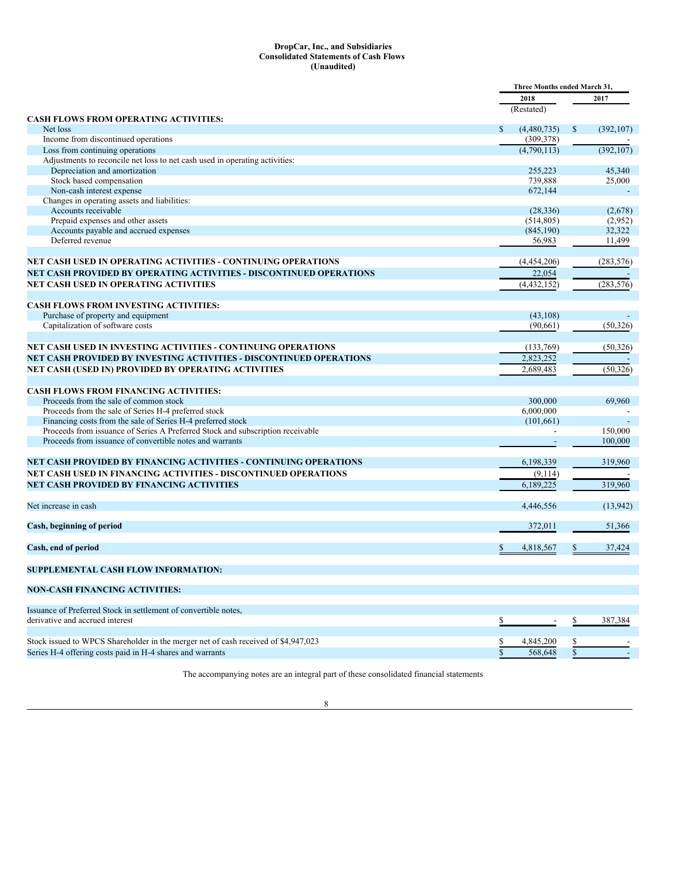# DropCar, Inc., and Subsidiaries
## Consolidated Statements of Cash Flows
### (Unaudited)

| | Three Months ended March 31, | |
|---|---|---|
| | 2018 | 2017 |
| | (Restated) | |
| **CASH FLOWS FROM OPERATING ACTIVITIES:** | | |
| Net loss | $ (4,480,735) | $ (392,107) |
| Income from discontinued operations | (309,378) | - |
| Loss from continuing operations | (4,790,113) | (392,107) |
| Adjustments to reconcile net loss to net cash used in operating activities: | | |
| Depreciation and amortization | 255,223 | 45,340 |
| Stock based compensation | 739,888 | 25,000 |
| Non-cash interest expense | 672,144 | - |
| Changes in operating assets and liabilities: | | |
| Accounts receivable | (28,336) | (2,678) |
| Prepaid expenses and other assets | (514,805) | (2,952) |
| Accounts payable and accrued expenses | (845,190) | 32,322 |
| Deferred revenue | 56,983 | 11,499 |
| | | |
| **NET CASH USED IN OPERATING ACTIVITIES - CONTINUING OPERATIONS** | (4,454,206) | (283,576) |
| **NET CASH PROVIDED BY OPERATING ACTIVITIES - DISCONTINUED OPERATIONS** | 22,054 | - |
| **NET CASH USED IN OPERATING ACTIVITIES** | (4,432,152) | (283,576) |
| | | |
| **CASH FLOWS FROM INVESTING ACTIVITIES:** | | |
| Purchase of property and equipment | (43,108) | - |
| Capitalization of software costs | (90,661) | (50,326) |
| | | |
| **NET CASH USED IN INVESTING ACTIVITIES - CONTINUING OPERATIONS** | (133,769) | (50,326) |
| **NET CASH PROVIDED BY INVESTING ACTIVITIES - DISCONTINUED OPERATIONS** | 2,823,252 | - |
| **NET CASH (USED IN) PROVIDED BY OPERATING ACTIVITIES** | 2,689,483 | (50,326) |
| | | |
| **CASH FLOWS FROM FINANCING ACTIVITIES:** | | |
| Proceeds from the sale of common stock | 300,000 | 69,960 |
| Proceeds from the sale of Series H-4 preferred stock | 6,000,000 | - |
| Financing costs from the sale of Series H-4 preferred stock | (101,661) | - |
| Proceeds from issuance of Series A Preferred Stock and subscription receivable | - | 150,000 |
| Proceeds from issuance of convertible notes and warrants | - | 100,000 |
| | | |
| **NET CASH PROVIDED BY FINANCING ACTIVITIES - CONTINUING OPERATIONS** | 6,198,339 | 319,960 |
| **NET CASH USED IN FINANCING ACTIVITIES - DISCONTINUED OPERATIONS** | (9,114) | - |
| **NET CASH PROVIDED BY FINANCING ACTIVITIES** | 6,189,225 | 319,960 |
| | | |
| Net increase in cash | 4,446,556 | (13,942) |
| | | |
| **Cash, beginning of period** | 372,011 | 51,366 |
| | | |
| **Cash, end of period** | $ 4,818,567 | $ 37,424 |
| | | |
| **SUPPLEMENTAL CASH FLOW INFORMATION:** | | |
| | | |
| **NON-CASH FINANCING ACTIVITIES:** | | |
| | | |
| Issuance of Preferred Stock in settlement of convertible notes, derivative and accrued interest | $ - | $ 387,384 |
| | | |
| Stock issued to WPCS Shareholder in the merger net of cash received of $4,947,023 | $ 4,845,200 | $ - |
| Series H-4 offering costs paid in H-4 shares and warrants | $ 568,648 | $ - |

The accompanying notes are an integral part of these consolidated financial statements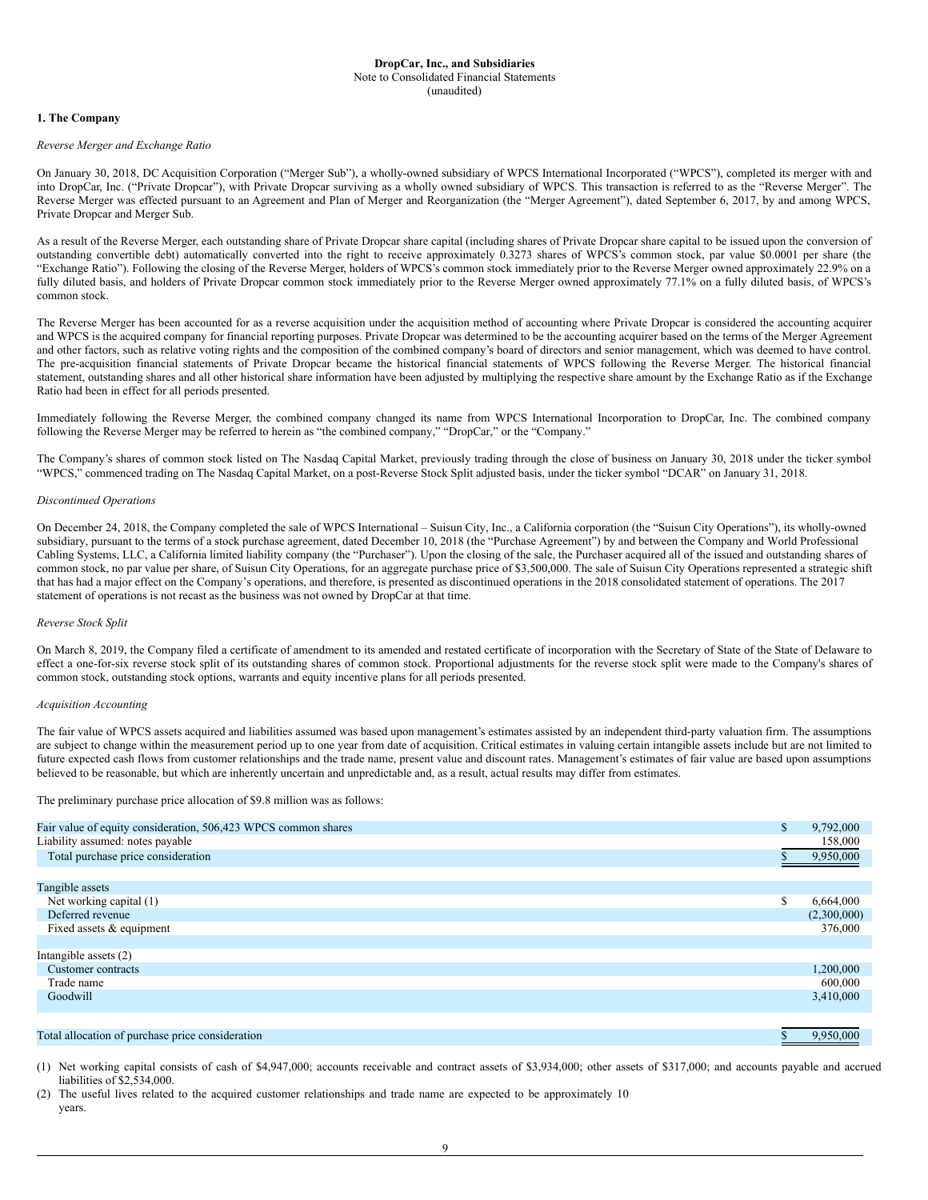**DropCar, Inc., and Subsidiaries**
Note to Consolidated Financial Statements
(unaudited)

**1. The Company**

*Reverse Merger and Exchange Ratio*

On January 30, 2018, DC Acquisition Corporation ("Merger Sub"), a wholly-owned subsidiary of WPCS International Incorporated ("WPCS"), completed its merger with and into DropCar, Inc. ("Private Dropcar"), with Private Dropcar surviving as a wholly owned subsidiary of WPCS. This transaction is referred to as the "Reverse Merger". The Reverse Merger was effected pursuant to an Agreement and Plan of Merger and Reorganization (the "Merger Agreement"), dated September 6, 2017, by and among WPCS, Private Dropcar and Merger Sub.

As a result of the Reverse Merger, each outstanding share of Private Dropcar share capital (including shares of Private Dropcar share capital to be issued upon the conversion of outstanding convertible debt) automatically converted into the right to receive approximately 0.3273 shares of WPCS's common stock, par value $0.0001 per share (the "Exchange Ratio"). Following the closing of the Reverse Merger, holders of WPCS's common stock immediately prior to the Reverse Merger owned approximately 22.9% on a fully diluted basis, and holders of Private Dropcar common stock immediately prior to the Reverse Merger owned approximately 77.1% on a fully diluted basis, of WPCS's common stock.

The Reverse Merger has been accounted for as a reverse acquisition under the acquisition method of accounting where Private Dropcar is considered the accounting acquirer and WPCS is the acquired company for financial reporting purposes. Private Dropcar was determined to be the accounting acquirer based on the terms of the Merger Agreement and other factors, such as relative voting rights and the composition of the combined company's board of directors and senior management, which was deemed to have control. The pre-acquisition financial statements of Private Dropcar became the historical financial statements of WPCS following the Reverse Merger. The historical financial statement, outstanding shares and all other historical share information have been adjusted by multiplying the respective share amount by the Exchange Ratio as if the Exchange Ratio had been in effect for all periods presented.

Immediately following the Reverse Merger, the combined company changed its name from WPCS International Incorporation to DropCar, Inc. The combined company following the Reverse Merger may be referred to herein as "the combined company," "DropCar," or the "Company."

The Company's shares of common stock listed on The Nasdaq Capital Market, previously trading through the close of business on January 30, 2018 under the ticker symbol "WPCS," commenced trading on The Nasdaq Capital Market, on a post-Reverse Stock Split adjusted basis, under the ticker symbol "DCAR" on January 31, 2018.

*Discontinued Operations*

On December 24, 2018, the Company completed the sale of WPCS International – Suisun City, Inc., a California corporation (the "Suisun City Operations"), its wholly-owned subsidiary, pursuant to the terms of a stock purchase agreement, dated December 10, 2018 (the "Purchase Agreement") by and between the Company and World Professional Cabling Systems, LLC, a California limited liability company (the "Purchaser"). Upon the closing of the sale, the Purchaser acquired all of the issued and outstanding shares of common stock, no par value per share, of Suisun City Operations, for an aggregate purchase price of $3,500,000. The sale of Suisun City Operations represented a strategic shift that has had a major effect on the Company's operations, and therefore, is presented as discontinued operations in the 2018 consolidated statement of operations. The 2017 statement of operations is not recast as the business was not owned by DropCar at that time.

*Reverse Stock Split*

On March 8, 2019, the Company filed a certificate of amendment to its amended and restated certificate of incorporation with the Secretary of State of the State of Delaware to effect a one-for-six reverse stock split of its outstanding shares of common stock. Proportional adjustments for the reverse stock split were made to the Company's shares of common stock, outstanding stock options, warrants and equity incentive plans for all periods presented.

*Acquisition Accounting*

The fair value of WPCS assets acquired and liabilities assumed was based upon management's estimates assisted by an independent third-party valuation firm. The assumptions are subject to change within the measurement period up to one year from date of acquisition. Critical estimates in valuing certain intangible assets include but are not limited to future expected cash flows from customer relationships and the trade name, present value and discount rates. Management's estimates of fair value are based upon assumptions believed to be reasonable, but which are inherently uncertain and unpredictable and, as a result, actual results may differ from estimates.

The preliminary purchase price allocation of $9.8 million was as follows:

| | |
|---|---|
| Fair value of equity consideration, 506,423 WPCS common shares | $ 9,792,000 |
| Liability assumed: notes payable | 158,000 |
| Total purchase price consideration | $ 9,950,000 |
| | |
| Tangible assets | |
| Net working capital (1) | $ 6,664,000 |
| Deferred revenue | (2,300,000) |
| Fixed assets & equipment | 376,000 |
| | |
| Intangible assets (2) | |
| Customer contracts | 1,200,000 |
| Trade name | 600,000 |
| Goodwill | 3,410,000 |
| | |
| Total allocation of purchase price consideration | $ 9,950,000 |

(1) Net working capital consists of cash of $4,947,000; accounts receivable and contract assets of $3,934,000; other assets of $317,000; and accounts payable and accrued liabilities of $2,534,000.

(2) The useful lives related to the acquired customer relationships and trade name are expected to be approximately 10 years.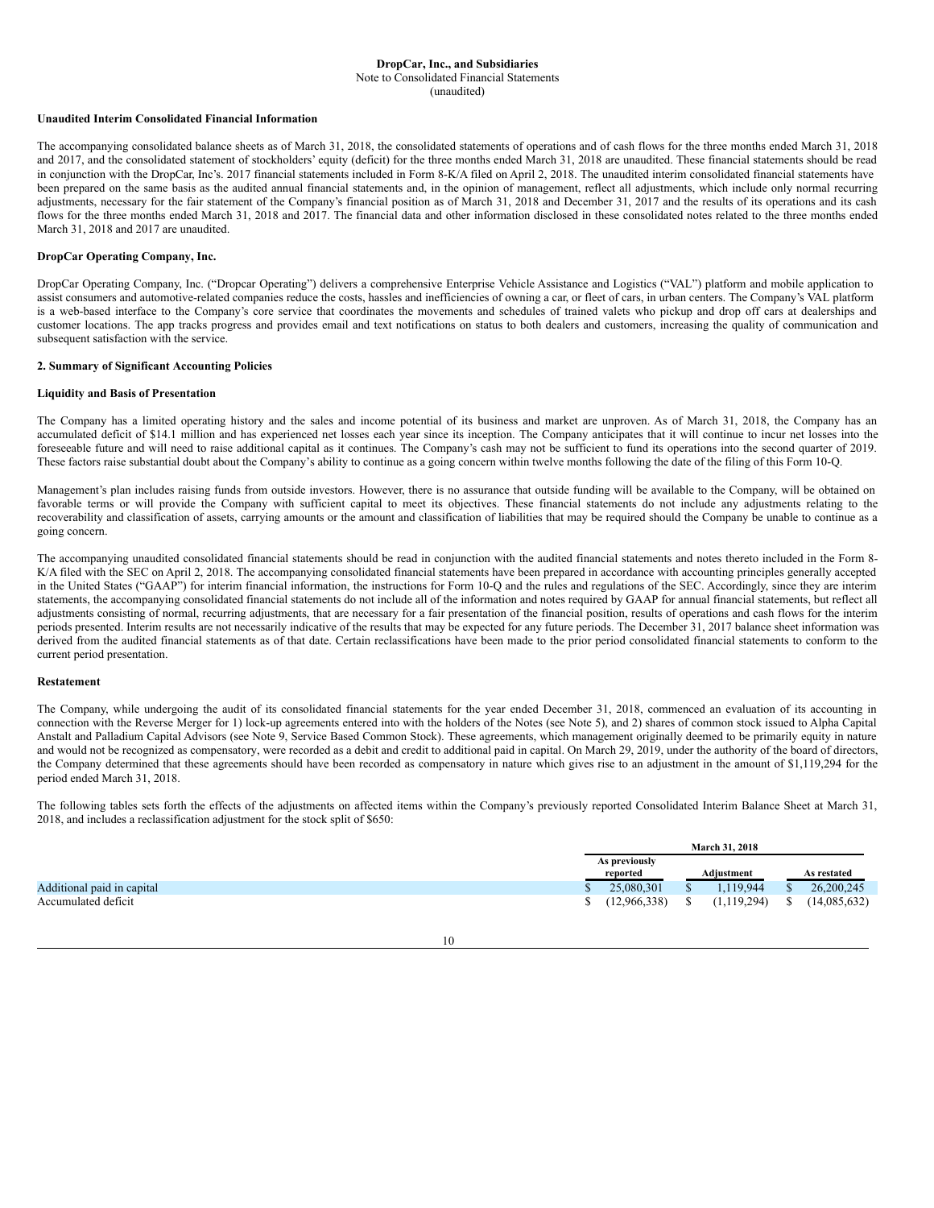DropCar, Inc., and Subsidiaries
Note to Consolidated Financial Statements
(unaudited)

**Unaudited Interim Consolidated Financial Information**

The accompanying consolidated balance sheets as of March 31, 2018, the consolidated statements of operations and of cash flows for the three months ended March 31, 2018 and 2017, and the consolidated statement of stockholders' equity (deficit) for the three months ended March 31, 2018 are unaudited. These financial statements should be read in conjunction with the DropCar, Inc's. 2017 financial statements included in Form 8-K/A filed on April 2, 2018. The unaudited interim consolidated financial statements have been prepared on the same basis as the audited annual financial statements and, in the opinion of management, reflect all adjustments, which include only normal recurring adjustments, necessary for the fair statement of the Company's financial position as of March 31, 2018 and December 31, 2017 and the results of its operations and its cash flows for the three months ended March 31, 2018 and 2017. The financial data and other information disclosed in these consolidated notes related to the three months ended March 31, 2018 and 2017 are unaudited.

**DropCar Operating Company, Inc.**

DropCar Operating Company, Inc. ("Dropcar Operating") delivers a comprehensive Enterprise Vehicle Assistance and Logistics ("VAL") platform and mobile application to assist consumers and automotive-related companies reduce the costs, hassles and inefficiencies of owning a car, or fleet of cars, in urban centers. The Company's VAL platform is a web-based interface to the Company's core service that coordinates the movements and schedules of trained valets who pickup and drop off cars at dealerships and customer locations. The app tracks progress and provides email and text notifications on status to both dealers and customers, increasing the quality of communication and subsequent satisfaction with the service.

## 2. Summary of Significant Accounting Policies

**Liquidity and Basis of Presentation**

The Company has a limited operating history and the sales and income potential of its business and market are unproven. As of March 31, 2018, the Company has an accumulated deficit of $14.1 million and has experienced net losses each year since its inception. The Company anticipates that it will continue to incur net losses into the foreseeable future and will need to raise additional capital as it continues. The Company's cash may not be sufficient to fund its operations into the second quarter of 2019. These factors raise substantial doubt about the Company's ability to continue as a going concern within twelve months following the date of the filing of this Form 10-Q.

Management's plan includes raising funds from outside investors. However, there is no assurance that outside funding will be available to the Company, will be obtained on favorable terms or will provide the Company with sufficient capital to meet its objectives. These financial statements do not include any adjustments relating to the recoverability and classification of assets, carrying amounts or the amount and classification of liabilities that may be required should the Company be unable to continue as a going concern.

The accompanying unaudited consolidated financial statements should be read in conjunction with the audited financial statements and notes thereto included in the Form 8-K/A filed with the SEC on April 2, 2018. The accompanying consolidated financial statements have been prepared in accordance with accounting principles generally accepted in the United States ("GAAP") for interim financial information, the instructions for Form 10-Q and the rules and regulations of the SEC. Accordingly, since they are interim statements, the accompanying consolidated financial statements do not include all of the information and notes required by GAAP for annual financial statements, but reflect all adjustments consisting of normal, recurring adjustments, that are necessary for a fair presentation of the financial position, results of operations and cash flows for the interim periods presented. Interim results are not necessarily indicative of the results that may be expected for any future periods. The December 31, 2017 balance sheet information was derived from the audited financial statements as of that date. Certain reclassifications have been made to the prior period consolidated financial statements to conform to the current period presentation.

**Restatement**

The Company, while undergoing the audit of its consolidated financial statements for the year ended December 31, 2018, commenced an evaluation of its accounting in connection with the Reverse Merger for 1) lock-up agreements entered into with the holders of the Notes (see Note 5), and 2) shares of common stock issued to Alpha Capital Anstalt and Palladium Capital Advisors (see Note 9, Service Based Common Stock). These agreements, which management originally deemed to be primarily equity in nature and would not be recognized as compensatory, were recorded as a debit and credit to additional paid in capital. On March 29, 2019, under the authority of the board of directors, the Company determined that these agreements should have been recorded as compensatory in nature which gives rise to an adjustment in the amount of $1,119,294 for the period ended March 31, 2018.

The following tables sets forth the effects of the adjustments on affected items within the Company's previously reported Consolidated Interim Balance Sheet at March 31, 2018, and includes a reclassification adjustment for the stock split of $650:

| | March 31, 2018 | | |
|---|---|---|---|
| | As previously reported | Adjustment | As restated |
| Additional paid in capital | $ 25,080,301 | $ 1,119,944 | $ 26,200,245 |
| Accumulated deficit | $ (12,966,338) | $ (1,119,294) | $ (14,085,632) |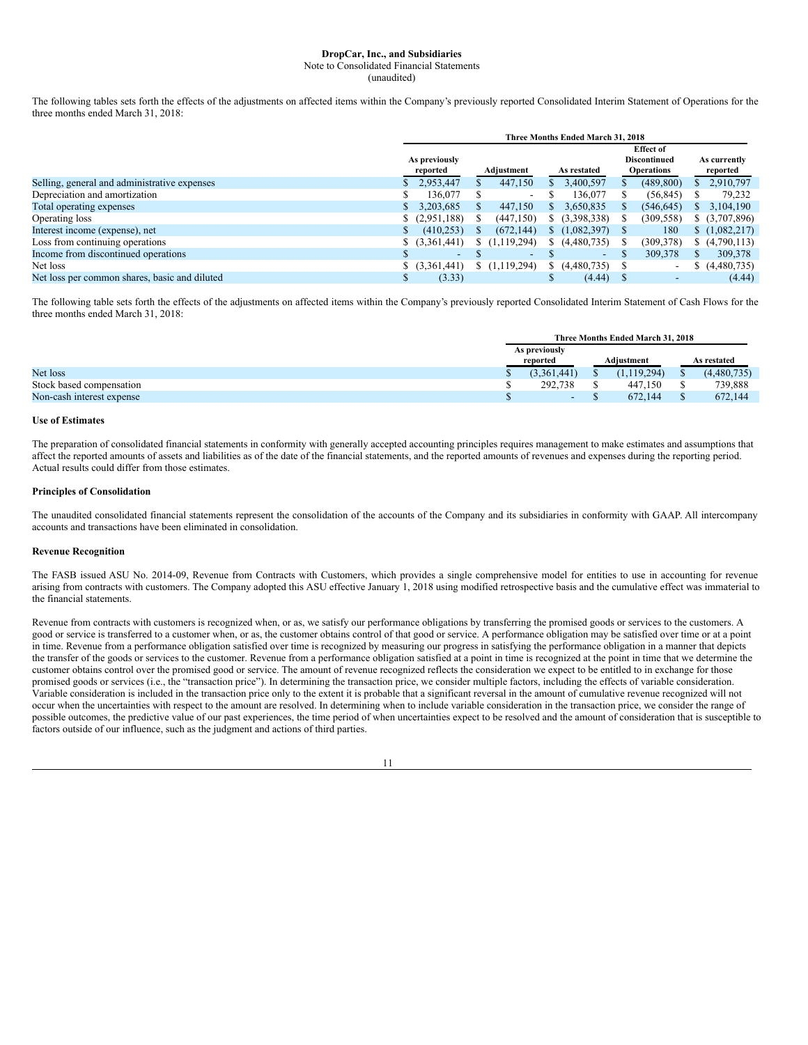**DropCar, Inc., and Subsidiaries**
Note to Consolidated Financial Statements
(unaudited)

The following tables sets forth the effects of the adjustments on affected items within the Company's previously reported Consolidated Interim Statement of Operations for the three months ended March 31, 2018:

| | Three Months Ended March 31, 2018 | | | | |
|---|---|---|---|---|---|
| | As previously reported | Adjustment | As restated | Effect of Discontinued Operations | As currently reported |
| Selling, general and administrative expenses | $ 2,953,447 | $ 447,150 | $ 3,400,597 | $ (489,800) | $ 2,910,797 |
| Depreciation and amortization | $ 136,077 | $ - | $ 136,077 | $ (56,845) | $ 79,232 |
| Total operating expenses | $ 3,203,685 | $ 447,150 | $ 3,650,835 | $ (546,645) | $ 3,104,190 |
| Operating loss | $ (2,951,188) | $ (447,150) | $ (3,398,338) | $ (309,558) | $ (3,707,896) |
| Interest income (expense), net | $ (410,253) | $ (672,144) | $ (1,082,397) | $ 180 | $ (1,082,217) |
| Loss from continuing operations | $ (3,361,441) | $ (1,119,294) | $ (4,480,735) | $ (309,378) | $ (4,790,113) |
| Income from discontinued operations | $ - | $ - | $ - | $ 309,378 | $ 309,378 |
| Net loss | $ (3,361,441) | $ (1,119,294) | $ (4,480,735) | $ - | $ (4,480,735) |
| Net loss per common shares, basic and diluted | $ (3.33) | | $ (4.44) | $ - | (4.44) |

The following table sets forth the effects of the adjustments on affected items within the Company's previously reported Consolidated Interim Statement of Cash Flows for the three months ended March 31, 2018:

| | Three Months Ended March 31, 2018 | | |
|---|---|---|---|
| | As previously reported | Adjustment | As restated |
| Net loss | $ (3,361,441) | $ (1,119,294) | $ (4,480,735) |
| Stock based compensation | $ 292,738 | $ 447,150 | $ 739,888 |
| Non-cash interest expense | $ - | $ 672,144 | $ 672,144 |

**Use of Estimates**

The preparation of consolidated financial statements in conformity with generally accepted accounting principles requires management to make estimates and assumptions that affect the reported amounts of assets and liabilities as of the date of the financial statements, and the reported amounts of revenues and expenses during the reporting period. Actual results could differ from those estimates.

**Principles of Consolidation**

The unaudited consolidated financial statements represent the consolidation of the accounts of the Company and its subsidiaries in conformity with GAAP. All intercompany accounts and transactions have been eliminated in consolidation.

**Revenue Recognition**

The FASB issued ASU No. 2014-09, Revenue from Contracts with Customers, which provides a single comprehensive model for entities to use in accounting for revenue arising from contracts with customers. The Company adopted this ASU effective January 1, 2018 using modified retrospective basis and the cumulative effect was immaterial to the financial statements.

Revenue from contracts with customers is recognized when, or as, we satisfy our performance obligations by transferring the promised goods or services to the customers. A good or service is transferred to a customer when, or as, the customer obtains control of that good or service. A performance obligation may be satisfied over time or at a point in time. Revenue from a performance obligation satisfied over time is recognized by measuring our progress in satisfying the performance obligation in a manner that depicts the transfer of the goods or services to the customer. Revenue from a performance obligation satisfied at a point in time is recognized at the point in time that we determine the customer obtains control over the promised good or service. The amount of revenue recognized reflects the consideration we expect to be entitled to in exchange for those promised goods or services (i.e., the "transaction price"). In determining the transaction price, we consider multiple factors, including the effects of variable consideration. Variable consideration is included in the transaction price only to the extent it is probable that a significant reversal in the amount of cumulative revenue recognized will not occur when the uncertainties with respect to the amount are resolved. In determining when to include variable consideration in the transaction price, we consider the range of possible outcomes, the predictive value of our past experiences, the time period of when uncertainties expect to be resolved and the amount of consideration that is susceptible to factors outside of our influence, such as the judgment and actions of third parties.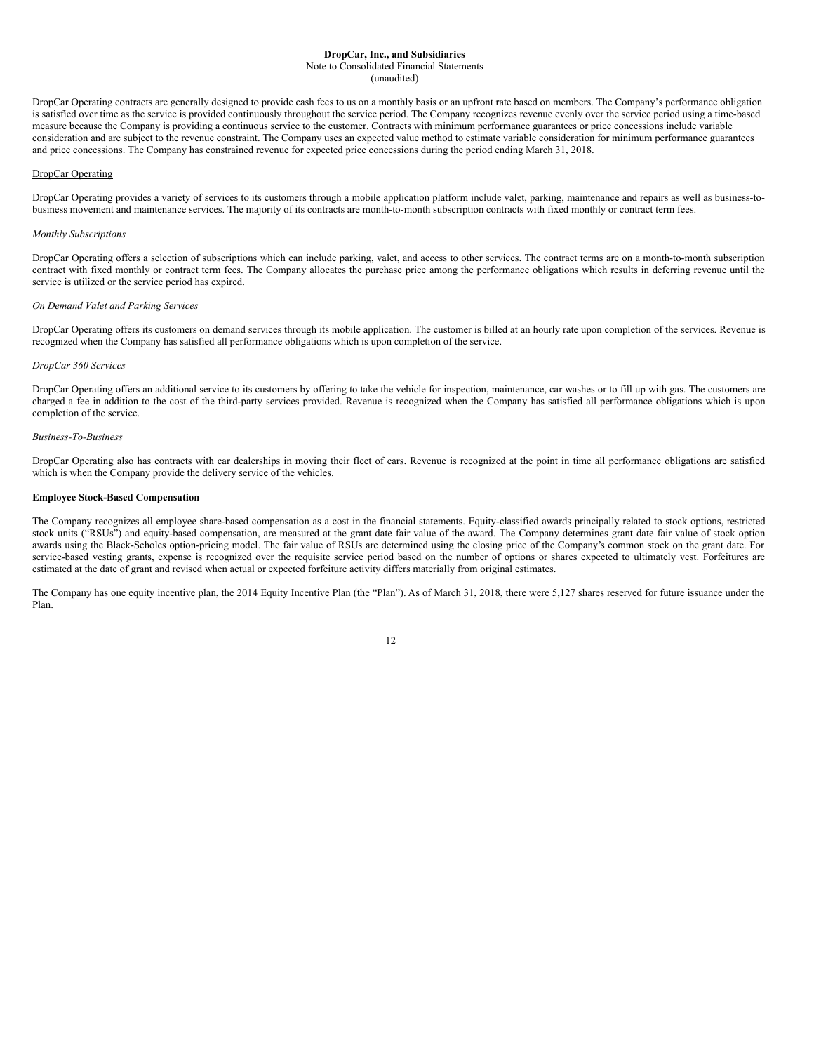DropCar Operating contracts are generally designed to provide cash fees to us on a monthly basis or an upfront rate based on members. The Company's performance obligation is satisfied over time as the service is provided continuously throughout the service period. The Company recognizes revenue evenly over the service period using a time-based measure because the Company is providing a continuous service to the customer. Contracts with minimum performance guarantees or price concessions include variable consideration and are subject to the revenue constraint. The Company uses an expected value method to estimate variable consideration for minimum performance guarantees and price concessions. The Company has constrained revenue for expected price concessions during the period ending March 31, 2018.

<u>DropCar Operating</u>

DropCar Operating provides a variety of services to its customers through a mobile application platform include valet, parking, maintenance and repairs as well as business-to-business movement and maintenance services. The majority of its contracts are month-to-month subscription contracts with fixed monthly or contract term fees.

*Monthly Subscriptions*

DropCar Operating offers a selection of subscriptions which can include parking, valet, and access to other services. The contract terms are on a month-to-month subscription contract with fixed monthly or contract term fees. The Company allocates the purchase price among the performance obligations which results in deferring revenue until the service is utilized or the service period has expired.

*On Demand Valet and Parking Services*

DropCar Operating offers its customers on demand services through its mobile application. The customer is billed at an hourly rate upon completion of the services. Revenue is recognized when the Company has satisfied all performance obligations which is upon completion of the service.

*DropCar 360 Services*

DropCar Operating offers an additional service to its customers by offering to take the vehicle for inspection, maintenance, car washes or to fill up with gas. The customers are charged a fee in addition to the cost of the third-party services provided. Revenue is recognized when the Company has satisfied all performance obligations which is upon completion of the service.

*Business-To-Business*

DropCar Operating also has contracts with car dealerships in moving their fleet of cars. Revenue is recognized at the point in time all performance obligations are satisfied which is when the Company provide the delivery service of the vehicles.

**Employee Stock-Based Compensation**

The Company recognizes all employee share-based compensation as a cost in the financial statements. Equity-classified awards principally related to stock options, restricted stock units ("RSUs") and equity-based compensation, are measured at the grant date fair value of the award. The Company determines grant date fair value of stock option awards using the Black-Scholes option-pricing model. The fair value of RSUs are determined using the closing price of the Company's common stock on the grant date. For service-based vesting grants, expense is recognized over the requisite service period based on the number of options or shares expected to ultimately vest. Forfeitures are estimated at the date of grant and revised when actual or expected forfeiture activity differs materially from original estimates.

The Company has one equity incentive plan, the 2014 Equity Incentive Plan (the "Plan"). As of March 31, 2018, there were 5,127 shares reserved for future issuance under the Plan.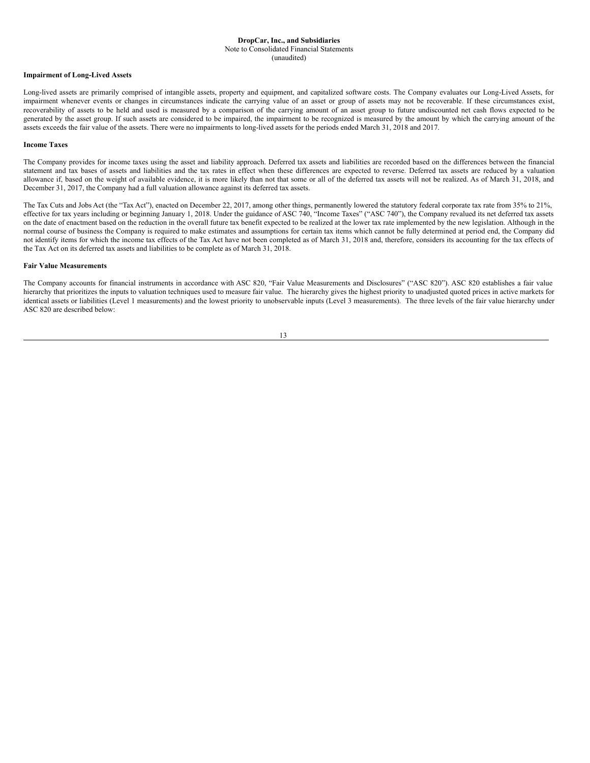**DropCar, Inc., and Subsidiaries**
Note to Consolidated Financial Statements
(unaudited)

**Impairment of Long-Lived Assets**

Long-lived assets are primarily comprised of intangible assets, property and equipment, and capitalized software costs. The Company evaluates our Long-Lived Assets, for impairment whenever events or changes in circumstances indicate the carrying value of an asset or group of assets may not be recoverable. If these circumstances exist, recoverability of assets to be held and used is measured by a comparison of the carrying amount of an asset group to future undiscounted net cash flows expected to be generated by the asset group. If such assets are considered to be impaired, the impairment to be recognized is measured by the amount by which the carrying amount of the assets exceeds the fair value of the assets. There were no impairments to long-lived assets for the periods ended March 31, 2018 and 2017.

**Income Taxes**

The Company provides for income taxes using the asset and liability approach. Deferred tax assets and liabilities are recorded based on the differences between the financial statement and tax bases of assets and liabilities and the tax rates in effect when these differences are expected to reverse. Deferred tax assets are reduced by a valuation allowance if, based on the weight of available evidence, it is more likely than not that some or all of the deferred tax assets will not be realized. As of March 31, 2018, and December 31, 2017, the Company had a full valuation allowance against its deferred tax assets.

The Tax Cuts and Jobs Act (the "Tax Act"), enacted on December 22, 2017, among other things, permanently lowered the statutory federal corporate tax rate from 35% to 21%, effective for tax years including or beginning January 1, 2018. Under the guidance of ASC 740, "Income Taxes" ("ASC 740"), the Company revalued its net deferred tax assets on the date of enactment based on the reduction in the overall future tax benefit expected to be realized at the lower tax rate implemented by the new legislation. Although in the normal course of business the Company is required to make estimates and assumptions for certain tax items which cannot be fully determined at period end, the Company did not identify items for which the income tax effects of the Tax Act have not been completed as of March 31, 2018 and, therefore, considers its accounting for the tax effects of the Tax Act on its deferred tax assets and liabilities to be complete as of March 31, 2018.

**Fair Value Measurements**

The Company accounts for financial instruments in accordance with ASC 820, "Fair Value Measurements and Disclosures" ("ASC 820"). ASC 820 establishes a fair value hierarchy that prioritizes the inputs to valuation techniques used to measure fair value. The hierarchy gives the highest priority to unadjusted quoted prices in active markets for identical assets or liabilities (Level 1 measurements) and the lowest priority to unobservable inputs (Level 3 measurements). The three levels of the fair value hierarchy under ASC 820 are described below: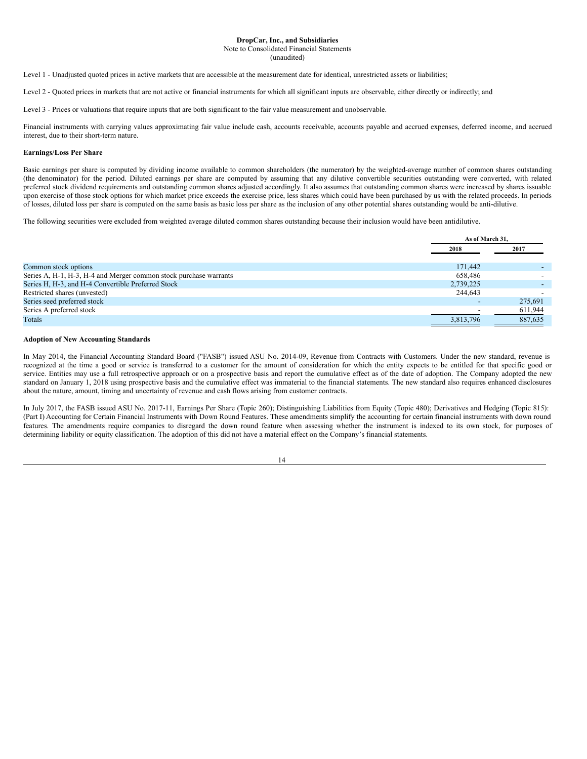**DropCar, Inc., and Subsidiaries**
Note to Consolidated Financial Statements
(unaudited)

Level 1 - Unadjusted quoted prices in active markets that are accessible at the measurement date for identical, unrestricted assets or liabilities;

Level 2 - Quoted prices in markets that are not active or financial instruments for which all significant inputs are observable, either directly or indirectly; and

Level 3 - Prices or valuations that require inputs that are both significant to the fair value measurement and unobservable.

Financial instruments with carrying values approximating fair value include cash, accounts receivable, accounts payable and accrued expenses, deferred income, and accrued interest, due to their short-term nature.

**Earnings/Loss Per Share**

Basic earnings per share is computed by dividing income available to common shareholders (the numerator) by the weighted-average number of common shares outstanding (the denominator) for the period. Diluted earnings per share are computed by assuming that any dilutive convertible securities outstanding were converted, with related preferred stock dividend requirements and outstanding common shares adjusted accordingly. It also assumes that outstanding common shares were increased by shares issuable upon exercise of those stock options for which market price exceeds the exercise price, less shares which could have been purchased by us with the related proceeds. In periods of losses, diluted loss per share is computed on the same basis as basic loss per share as the inclusion of any other potential shares outstanding would be anti-dilutive.

The following securities were excluded from weighted average diluted common shares outstanding because their inclusion would have been antidilutive.

| | As of March 31, | |
|---|---|---|
| | 2018 | 2017 |
| Common stock options | 171,442 | - |
| Series A, H-1, H-3, H-4 and Merger common stock purchase warrants | 658,486 | - |
| Series H, H-3, and H-4 Convertible Preferred Stock | 2,739,225 | - |
| Restricted shares (unvested) | 244,643 | - |
| Series seed preferred stock | - | 275,691 |
| Series A preferred stock | - | 611,944 |
| Totals | 3,813,796 | 887,635 |

**Adoption of New Accounting Standards**

In May 2014, the Financial Accounting Standard Board ("FASB") issued ASU No. 2014-09, Revenue from Contracts with Customers. Under the new standard, revenue is recognized at the time a good or service is transferred to a customer for the amount of consideration for which the entity expects to be entitled for that specific good or service. Entities may use a full retrospective approach or on a prospective basis and report the cumulative effect as of the date of adoption. The Company adopted the new standard on January 1, 2018 using prospective basis and the cumulative effect was immaterial to the financial statements. The new standard also requires enhanced disclosures about the nature, amount, timing and uncertainty of revenue and cash flows arising from customer contracts.

In July 2017, the FASB issued ASU No. 2017-11, Earnings Per Share (Topic 260); Distinguishing Liabilities from Equity (Topic 480); Derivatives and Hedging (Topic 815): (Part I) Accounting for Certain Financial Instruments with Down Round Features. These amendments simplify the accounting for certain financial instruments with down round features. The amendments require companies to disregard the down round feature when assessing whether the instrument is indexed to its own stock, for purposes of determining liability or equity classification. The adoption of this did not have a material effect on the Company's financial statements.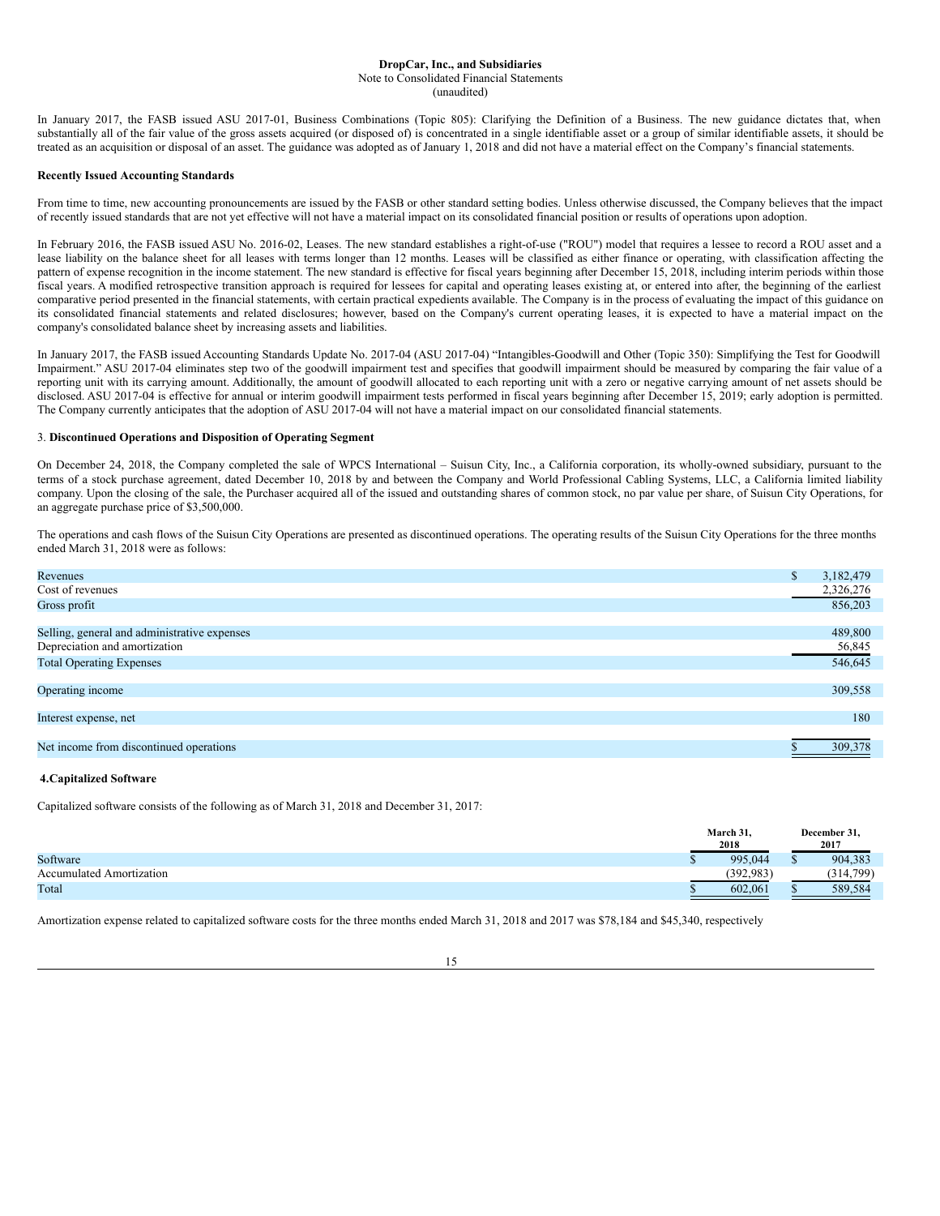In January 2017, the FASB issued ASU 2017-01, Business Combinations (Topic 805): Clarifying the Definition of a Business. The new guidance dictates that, when substantially all of the fair value of the gross assets acquired (or disposed of) is concentrated in a single identifiable asset or a group of similar identifiable assets, it should be treated as an acquisition or disposal of an asset. The guidance was adopted as of January 1, 2018 and did not have a material effect on the Company's financial statements.

**Recently Issued Accounting Standards**

From time to time, new accounting pronouncements are issued by the FASB or other standard setting bodies. Unless otherwise discussed, the Company believes that the impact of recently issued standards that are not yet effective will not have a material impact on its consolidated financial position or results of operations upon adoption.

In February 2016, the FASB issued ASU No. 2016-02, Leases. The new standard establishes a right-of-use ("ROU") model that requires a lessee to record a ROU asset and a lease liability on the balance sheet for all leases with terms longer than 12 months. Leases will be classified as either finance or operating, with classification affecting the pattern of expense recognition in the income statement. The new standard is effective for fiscal years beginning after December 15, 2018, including interim periods within those fiscal years. A modified retrospective transition approach is required for lessees for capital and operating leases existing at, or entered into after, the beginning of the earliest comparative period presented in the financial statements, with certain practical expedients available. The Company is in the process of evaluating the impact of this guidance on its consolidated financial statements and related disclosures; however, based on the Company's current operating leases, it is expected to have a material impact on the company's consolidated balance sheet by increasing assets and liabilities.

In January 2017, the FASB issued Accounting Standards Update No. 2017-04 (ASU 2017-04) "Intangibles-Goodwill and Other (Topic 350): Simplifying the Test for Goodwill Impairment." ASU 2017-04 eliminates step two of the goodwill impairment test and specifies that goodwill impairment should be measured by comparing the fair value of a reporting unit with its carrying amount. Additionally, the amount of goodwill allocated to each reporting unit with a zero or negative carrying amount of net assets should be disclosed. ASU 2017-04 is effective for annual or interim goodwill impairment tests performed in fiscal years beginning after December 15, 2019; early adoption is permitted. The Company currently anticipates that the adoption of ASU 2017-04 will not have a material impact on our consolidated financial statements.

3. **Discontinued Operations and Disposition of Operating Segment**

On December 24, 2018, the Company completed the sale of WPCS International – Suisun City, Inc., a California corporation, its wholly-owned subsidiary, pursuant to the terms of a stock purchase agreement, dated December 10, 2018 by and between the Company and World Professional Cabling Systems, LLC, a California limited liability company. Upon the closing of the sale, the Purchaser acquired all of the issued and outstanding shares of common stock, no par value per share, of Suisun City Operations, for an aggregate purchase price of $3,500,000.

The operations and cash flows of the Suisun City Operations are presented as discontinued operations. The operating results of the Suisun City Operations for the three months ended March 31, 2018 were as follows:

| | |
|---|---|
| Revenues | $ 3,182,479 |
| Cost of revenues | 2,326,276 |
| Gross profit | 856,203 |
| | |
| Selling, general and administrative expenses | 489,800 |
| Depreciation and amortization | 56,845 |
| Total Operating Expenses | 546,645 |
| | |
| Operating income | 309,558 |
| | |
| Interest expense, net | 180 |
| | |
| Net income from discontinued operations | $ 309,378 |

**4. Capitalized Software**

Capitalized software consists of the following as of March 31, 2018 and December 31, 2017:

| | March 31, 2018 | December 31, 2017 |
|---|---|---|
| Software | $ 995,044 | $ 904,383 |
| Accumulated Amortization | (392,983) | (314,799) |
| Total | $ 602,061 | $ 589,584 |

Amortization expense related to capitalized software costs for the three months ended March 31, 2018 and 2017 was $78,184 and $45,340, respectively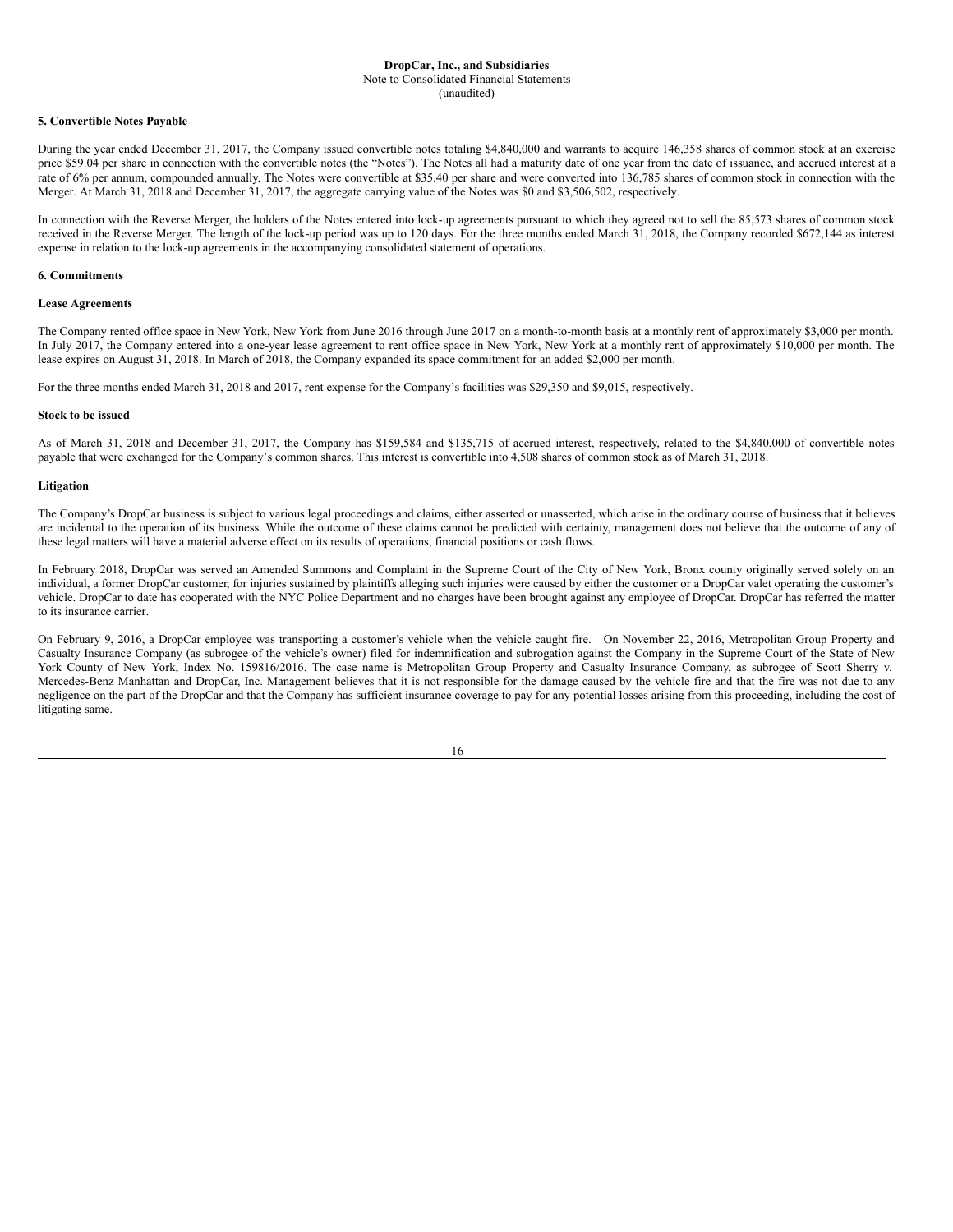**DropCar, Inc., and Subsidiaries**
Note to Consolidated Financial Statements
(unaudited)

### 5. Convertible Notes Payable

During the year ended December 31, 2017, the Company issued convertible notes totaling $4,840,000 and warrants to acquire 146,358 shares of common stock at an exercise price $59.04 per share in connection with the convertible notes (the "Notes"). The Notes all had a maturity date of one year from the date of issuance, and accrued interest at a rate of 6% per annum, compounded annually. The Notes were convertible at $35.40 per share and were converted into 136,785 shares of common stock in connection with the Merger. At March 31, 2018 and December 31, 2017, the aggregate carrying value of the Notes was $0 and $3,506,502, respectively.

In connection with the Reverse Merger, the holders of the Notes entered into lock-up agreements pursuant to which they agreed not to sell the 85,573 shares of common stock received in the Reverse Merger. The length of the lock-up period was up to 120 days. For the three months ended March 31, 2018, the Company recorded $672,144 as interest expense in relation to the lock-up agreements in the accompanying consolidated statement of operations.

### 6. Commitments

#### Lease Agreements

The Company rented office space in New York, New York from June 2016 through June 2017 on a month-to-month basis at a monthly rent of approximately $3,000 per month. In July 2017, the Company entered into a one-year lease agreement to rent office space in New York, New York at a monthly rent of approximately $10,000 per month. The lease expires on August 31, 2018. In March of 2018, the Company expanded its space commitment for an added $2,000 per month.

For the three months ended March 31, 2018 and 2017, rent expense for the Company's facilities was $29,350 and $9,015, respectively.

#### Stock to be issued

As of March 31, 2018 and December 31, 2017, the Company has $159,584 and $135,715 of accrued interest, respectively, related to the $4,840,000 of convertible notes payable that were exchanged for the Company's common shares. This interest is convertible into 4,508 shares of common stock as of March 31, 2018.

#### Litigation

The Company's DropCar business is subject to various legal proceedings and claims, either asserted or unasserted, which arise in the ordinary course of business that it believes are incidental to the operation of its business. While the outcome of these claims cannot be predicted with certainty, management does not believe that the outcome of any of these legal matters will have a material adverse effect on its results of operations, financial positions or cash flows.

In February 2018, DropCar was served an Amended Summons and Complaint in the Supreme Court of the City of New York, Bronx county originally served solely on an individual, a former DropCar customer, for injuries sustained by plaintiffs alleging such injuries were caused by either the customer or a DropCar valet operating the customer's vehicle. DropCar to date has cooperated with the NYC Police Department and no charges have been brought against any employee of DropCar. DropCar has referred the matter to its insurance carrier.

On February 9, 2016, a DropCar employee was transporting a customer's vehicle when the vehicle caught fire. On November 22, 2016, Metropolitan Group Property and Casualty Insurance Company (as subrogee of the vehicle's owner) filed for indemnification and subrogation against the Company in the Supreme Court of the State of New York County of New York, Index No. 159816/2016. The case name is Metropolitan Group Property and Casualty Insurance Company, as subrogee of Scott Sherry v. Mercedes-Benz Manhattan and DropCar, Inc. Management believes that it is not responsible for the damage caused by the vehicle fire and that the fire was not due to any negligence on the part of the DropCar and that the Company has sufficient insurance coverage to pay for any potential losses arising from this proceeding, including the cost of litigating same.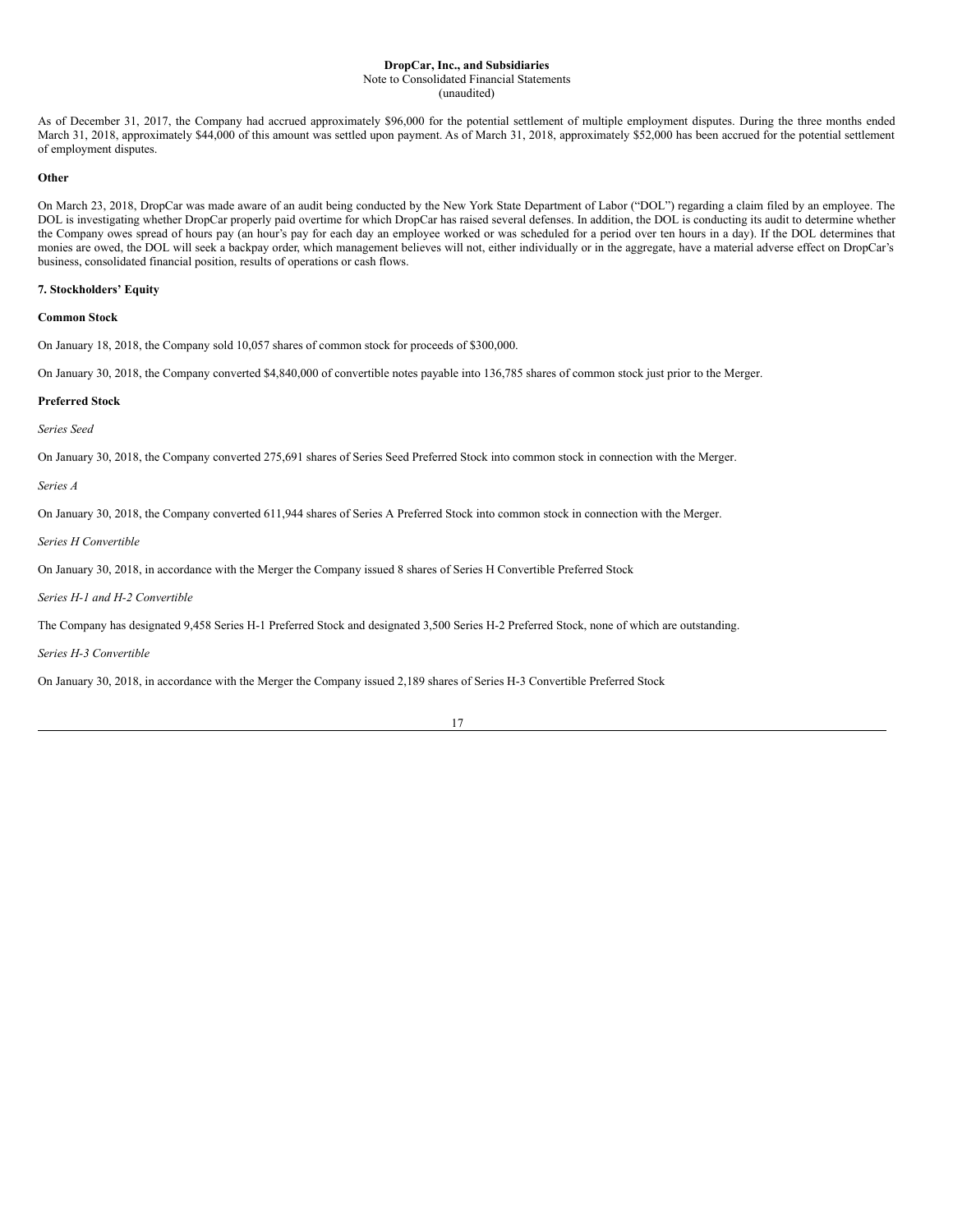As of December 31, 2017, the Company had accrued approximately $96,000 for the potential settlement of multiple employment disputes. During the three months ended March 31, 2018, approximately $44,000 of this amount was settled upon payment. As of March 31, 2018, approximately $52,000 has been accrued for the potential settlement of employment disputes.

**Other**

On March 23, 2018, DropCar was made aware of an audit being conducted by the New York State Department of Labor ("DOL") regarding a claim filed by an employee. The DOL is investigating whether DropCar properly paid overtime for which DropCar has raised several defenses. In addition, the DOL is conducting its audit to determine whether the Company owes spread of hours pay (an hour's pay for each day an employee worked or was scheduled for a period over ten hours in a day). If the DOL determines that monies are owed, the DOL will seek a backpay order, which management believes will not, either individually or in the aggregate, have a material adverse effect on DropCar's business, consolidated financial position, results of operations or cash flows.

## 7. Stockholders' Equity

**Common Stock**

On January 18, 2018, the Company sold 10,057 shares of common stock for proceeds of $300,000.

On January 30, 2018, the Company converted $4,840,000 of convertible notes payable into 136,785 shares of common stock just prior to the Merger.

**Preferred Stock**

*Series Seed*

On January 30, 2018, the Company converted 275,691 shares of Series Seed Preferred Stock into common stock in connection with the Merger.

*Series A*

On January 30, 2018, the Company converted 611,944 shares of Series A Preferred Stock into common stock in connection with the Merger.

*Series H Convertible*

On January 30, 2018, in accordance with the Merger the Company issued 8 shares of Series H Convertible Preferred Stock

*Series H-1 and H-2 Convertible*

The Company has designated 9,458 Series H-1 Preferred Stock and designated 3,500 Series H-2 Preferred Stock, none of which are outstanding.

*Series H-3 Convertible*

On January 30, 2018, in accordance with the Merger the Company issued 2,189 shares of Series H-3 Convertible Preferred Stock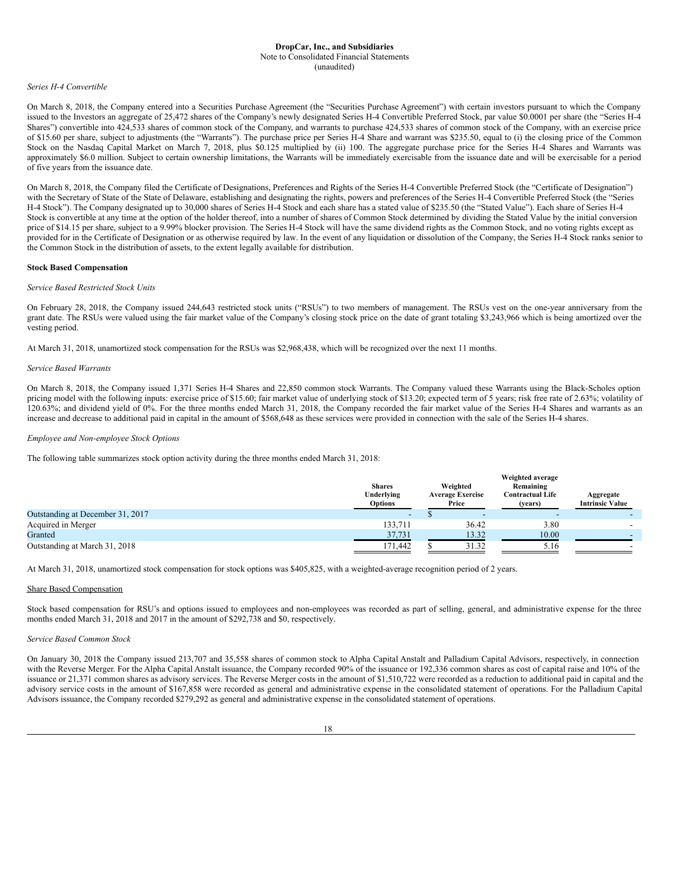**DropCar, Inc., and Subsidiaries**
Note to Consolidated Financial Statements
(unaudited)

*Series H-4 Convertible*

On March 8, 2018, the Company entered into a Securities Purchase Agreement (the "Securities Purchase Agreement") with certain investors pursuant to which the Company issued to the Investors an aggregate of 25,472 shares of the Company's newly designated Series H-4 Convertible Preferred Stock, par value $0.0001 per share (the "Series H-4 Shares") convertible into 424,533 shares of common stock of the Company, and warrants to purchase 424,533 shares of common stock of the Company, with an exercise price of $15.60 per share, subject to adjustments (the "Warrants"). The purchase price per Series H-4 Share and warrant was $235.50, equal to (i) the closing price of the Common Stock on the Nasdaq Capital Market on March 7, 2018, plus $0.125 multiplied by (ii) 100. The aggregate purchase price for the Series H-4 Shares and Warrants was approximately $6.0 million. Subject to certain ownership limitations, the Warrants will be immediately exercisable from the issuance date and will be exercisable for a period of five years from the issuance date.

On March 8, 2018, the Company filed the Certificate of Designations, Preferences and Rights of the Series H-4 Convertible Preferred Stock (the "Certificate of Designation") with the Secretary of State of the State of Delaware, establishing and designating the rights, powers and preferences of the Series H-4 Convertible Preferred Stock (the "Series H-4 Stock"). The Company designated up to 30,000 shares of Series H-4 Stock and each share has a stated value of $235.50 (the "Stated Value"). Each share of Series H-4 Stock is convertible at any time at the option of the holder thereof, into a number of shares of Common Stock determined by dividing the Stated Value by the initial conversion price of $14.15 per share, subject to a 9.99% blocker provision. The Series H-4 Stock will have the same dividend rights as the Common Stock, and no voting rights except as provided for in the Certificate of Designation or as otherwise required by law. In the event of any liquidation or dissolution of the Company, the Series H-4 Stock ranks senior to the Common Stock in the distribution of assets, to the extent legally available for distribution.

**Stock Based Compensation**

*Service Based Restricted Stock Units*

On February 28, 2018, the Company issued 244,643 restricted stock units ("RSUs") to two members of management. The RSUs vest on the one-year anniversary from the grant date. The RSUs were valued using the fair market value of the Company's closing stock price on the date of grant totaling $3,243,966 which is being amortized over the vesting period.

At March 31, 2018, unamortized stock compensation for the RSUs was $2,968,438, which will be recognized over the next 11 months.

*Service Based Warrants*

On March 8, 2018, the Company issued 1,371 Series H-4 Shares and 22,850 common stock Warrants. The Company valued these Warrants using the Black-Scholes option pricing model with the following inputs: exercise price of $15.60; fair market value of underlying stock of $13.20; expected term of 5 years; risk free rate of 2.63%; volatility of 120.63%; and dividend yield of 0%. For the three months ended March 31, 2018, the Company recorded the fair market value of the Series H-4 Shares and warrants as an increase and decrease to additional paid in capital in the amount of $568,648 as these services were provided in connection with the sale of the Series H-4 shares.

*Employee and Non-employee Stock Options*

The following table summarizes stock option activity during the three months ended March 31, 2018:

| | Shares Underlying Options | Weighted Average Exercise Price | Weighted average Remaining Contractual Life (years) | Aggregate Intrinsic Value |
|---|---|---|---|---|
| Outstanding at December 31, 2017 | - | $ - | - | - |
| Acquired in Merger | 133,711 | 36.42 | 3.80 | - |
| Granted | 37,731 | 13.32 | 10.00 | - |
| Outstanding at March 31, 2018 | 171,442 | $ 31.32 | 5.16 | - |

At March 31, 2018, unamortized stock compensation for stock options was $405,825, with a weighted-average recognition period of 2 years.

Share Based Compensation

Stock based compensation for RSU's and options issued to employees and non-employees was recorded as part of selling, general, and administrative expense for the three months ended March 31, 2018 and 2017 in the amount of $292,738 and $0, respectively.

*Service Based Common Stock*

On January 30, 2018 the Company issued 213,707 and 35,558 shares of common stock to Alpha Capital Anstalt and Palladium Capital Advisors, respectively, in connection with the Reverse Merger. For the Alpha Capital Anstalt issuance, the Company recorded 90% of the issuance or 192,336 common shares as cost of capital raise and 10% of the issuance or 21,371 common shares as advisory services. The Reverse Merger costs in the amount of $1,510,722 were recorded as a reduction to additional paid in capital and the advisory service costs in the amount of $167,858 were recorded as general and administrative expense in the consolidated statement of operations. For the Palladium Capital Advisors issuance, the Company recorded $279,292 as general and administrative expense in the consolidated statement of operations.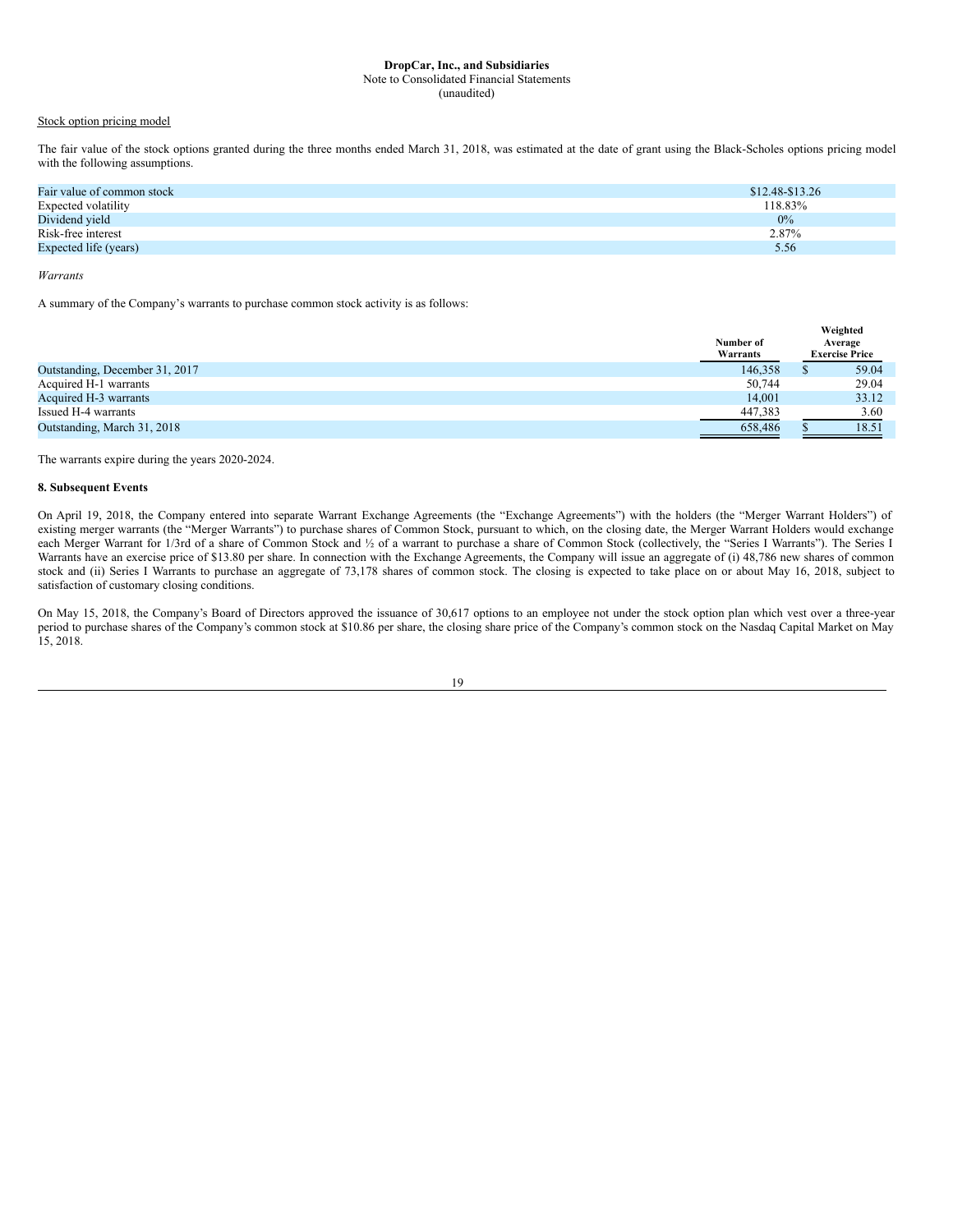**DropCar, Inc., and Subsidiaries**
Note to Consolidated Financial Statements
(unaudited)

Stock option pricing model

The fair value of the stock options granted during the three months ended March 31, 2018, was estimated at the date of grant using the Black-Scholes options pricing model with the following assumptions.

| | |
|---|---|
| Fair value of common stock | $12.48-$13.26 |
| Expected volatility | 118.83% |
| Dividend yield | 0% |
| Risk-free interest | 2.87% |
| Expected life (years) | 5.56 |

*Warrants*

A summary of the Company's warrants to purchase common stock activity is as follows:

| | Number of Warrants | Weighted Average Exercise Price |
|---|---|---|
| Outstanding, December 31, 2017 | 146,358 | $ 59.04 |
| Acquired H-1 warrants | 50,744 | 29.04 |
| Acquired H-3 warrants | 14,001 | 33.12 |
| Issued H-4 warrants | 447,383 | 3.60 |
| Outstanding, March 31, 2018 | 658,486 | $ 18.51 |

The warrants expire during the years 2020-2024.

**8. Subsequent Events**

On April 19, 2018, the Company entered into separate Warrant Exchange Agreements (the "Exchange Agreements") with the holders (the "Merger Warrant Holders") of existing merger warrants (the "Merger Warrants") to purchase shares of Common Stock, pursuant to which, on the closing date, the Merger Warrant Holders would exchange each Merger Warrant for 1/3rd of a share of Common Stock and ½ of a warrant to purchase a share of Common Stock (collectively, the "Series I Warrants"). The Series I Warrants have an exercise price of $13.80 per share. In connection with the Exchange Agreements, the Company will issue an aggregate of (i) 48,786 new shares of common stock and (ii) Series I Warrants to purchase an aggregate of 73,178 shares of common stock. The closing is expected to take place on or about May 16, 2018, subject to satisfaction of customary closing conditions.

On May 15, 2018, the Company's Board of Directors approved the issuance of 30,617 options to an employee not under the stock option plan which vest over a three-year period to purchase shares of the Company's common stock at $10.86 per share, the closing share price of the Company's common stock on the Nasdaq Capital Market on May 15, 2018.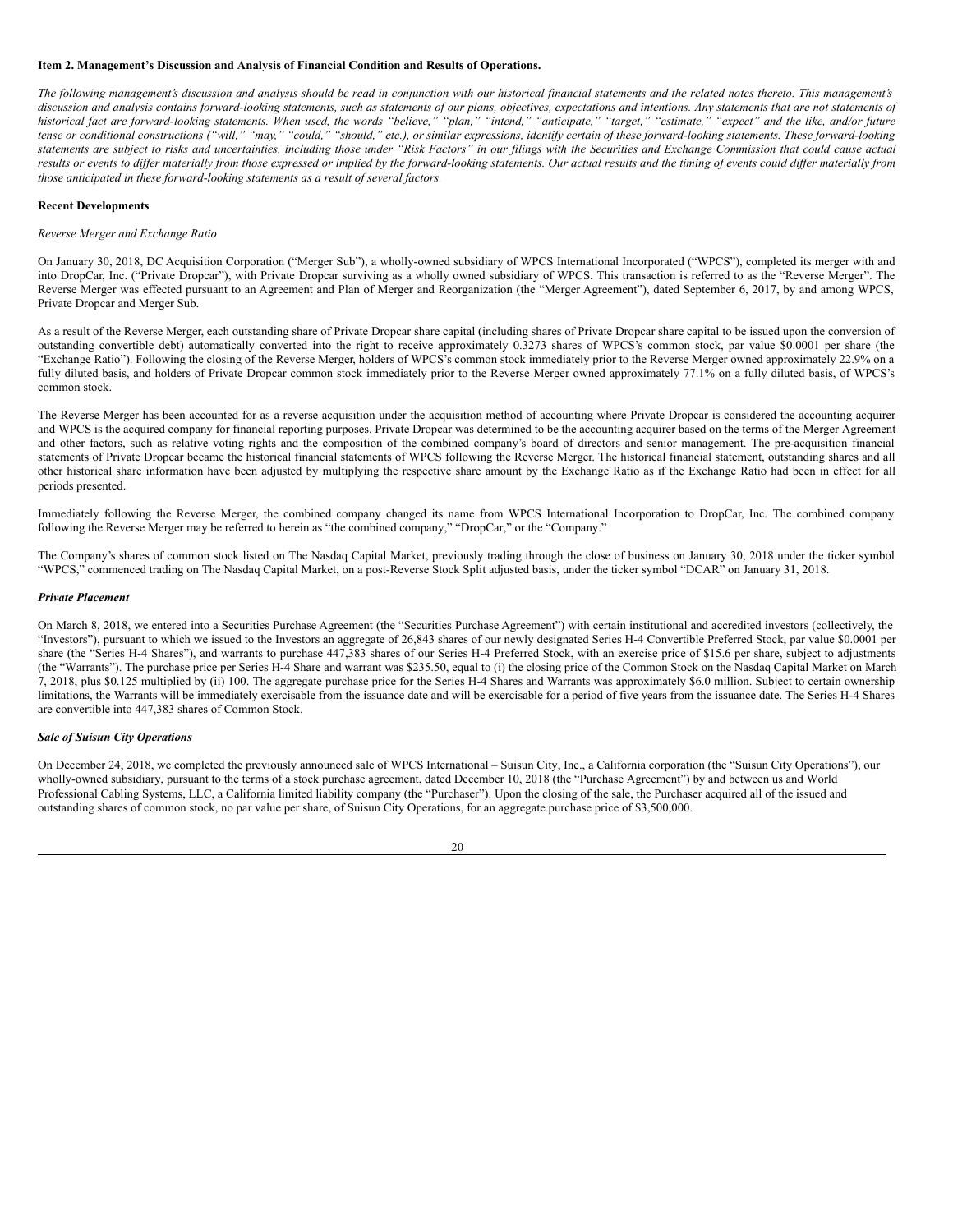**Item 2. Management's Discussion and Analysis of Financial Condition and Results of Operations.**

*The following management's discussion and analysis should be read in conjunction with our historical financial statements and the related notes thereto. This management's discussion and analysis contains forward-looking statements, such as statements of our plans, objectives, expectations and intentions. Any statements that are not statements of historical fact are forward-looking statements. When used, the words "believe," "plan," "intend," "anticipate," "target," "estimate," "expect" and the like, and/or future tense or conditional constructions ("will," "may," "could," "should," etc.), or similar expressions, identify certain of these forward-looking statements. These forward-looking statements are subject to risks and uncertainties, including those under "Risk Factors" in our filings with the Securities and Exchange Commission that could cause actual results or events to differ materially from those expressed or implied by the forward-looking statements. Our actual results and the timing of events could differ materially from those anticipated in these forward-looking statements as a result of several factors.*

**Recent Developments**

*Reverse Merger and Exchange Ratio*

On January 30, 2018, DC Acquisition Corporation ("Merger Sub"), a wholly-owned subsidiary of WPCS International Incorporated ("WPCS"), completed its merger with and into DropCar, Inc. ("Private Dropcar"), with Private Dropcar surviving as a wholly owned subsidiary of WPCS. This transaction is referred to as the "Reverse Merger". The Reverse Merger was effected pursuant to an Agreement and Plan of Merger and Reorganization (the "Merger Agreement"), dated September 6, 2017, by and among WPCS, Private Dropcar and Merger Sub.

As a result of the Reverse Merger, each outstanding share of Private Dropcar share capital (including shares of Private Dropcar share capital to be issued upon the conversion of outstanding convertible debt) automatically converted into the right to receive approximately 0.3273 shares of WPCS's common stock, par value $0.0001 per share (the "Exchange Ratio"). Following the closing of the Reverse Merger, holders of WPCS's common stock immediately prior to the Reverse Merger owned approximately 22.9% on a fully diluted basis, and holders of Private Dropcar common stock immediately prior to the Reverse Merger owned approximately 77.1% on a fully diluted basis, of WPCS's common stock.

The Reverse Merger has been accounted for as a reverse acquisition under the acquisition method of accounting where Private Dropcar is considered the accounting acquirer and WPCS is the acquired company for financial reporting purposes. Private Dropcar was determined to be the accounting acquirer based on the terms of the Merger Agreement and other factors, such as relative voting rights and the composition of the combined company's board of directors and senior management. The pre-acquisition financial statements of Private Dropcar became the historical financial statements of WPCS following the Reverse Merger. The historical financial statement, outstanding shares and all other historical share information have been adjusted by multiplying the respective share amount by the Exchange Ratio as if the Exchange Ratio had been in effect for all periods presented.

Immediately following the Reverse Merger, the combined company changed its name from WPCS International Incorporation to DropCar, Inc. The combined company following the Reverse Merger may be referred to herein as "the combined company," "DropCar," or the "Company."

The Company's shares of common stock listed on The Nasdaq Capital Market, previously trading through the close of business on January 30, 2018 under the ticker symbol "WPCS," commenced trading on The Nasdaq Capital Market, on a post-Reverse Stock Split adjusted basis, under the ticker symbol "DCAR" on January 31, 2018.

***Private Placement***

On March 8, 2018, we entered into a Securities Purchase Agreement (the "Securities Purchase Agreement") with certain institutional and accredited investors (collectively, the "Investors"), pursuant to which we issued to the Investors an aggregate of 26,843 shares of our newly designated Series H-4 Convertible Preferred Stock, par value $0.0001 per share (the "Series H-4 Shares"), and warrants to purchase 447,383 shares of our Series H-4 Preferred Stock, with an exercise price of $15.6 per share, subject to adjustments (the "Warrants"). The purchase price per Series H-4 Share and warrant was $235.50, equal to (i) the closing price of the Common Stock on the Nasdaq Capital Market on March 7, 2018, plus $0.125 multiplied by (ii) 100. The aggregate purchase price for the Series H-4 Shares and Warrants was approximately $6.0 million. Subject to certain ownership limitations, the Warrants will be immediately exercisable from the issuance date and will be exercisable for a period of five years from the issuance date. The Series H-4 Shares are convertible into 447,383 shares of Common Stock.

***Sale of Suisun City Operations***

On December 24, 2018, we completed the previously announced sale of WPCS International – Suisun City, Inc., a California corporation (the "Suisun City Operations"), our wholly-owned subsidiary, pursuant to the terms of a stock purchase agreement, dated December 10, 2018 (the "Purchase Agreement") by and between us and World Professional Cabling Systems, LLC, a California limited liability company (the "Purchaser"). Upon the closing of the sale, the Purchaser acquired all of the issued and outstanding shares of common stock, no par value per share, of Suisun City Operations, for an aggregate purchase price of $3,500,000.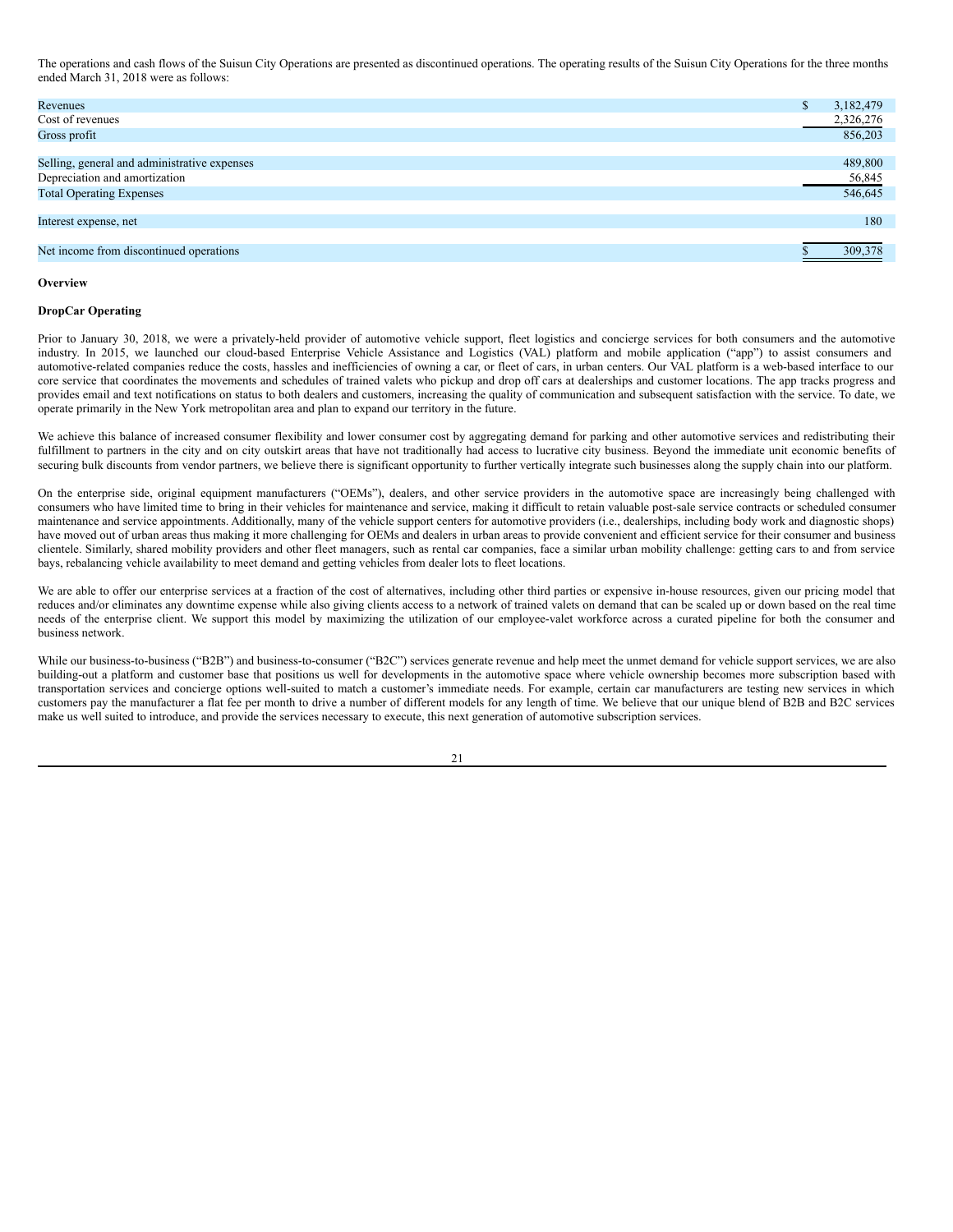The operations and cash flows of the Suisun City Operations are presented as discontinued operations. The operating results of the Suisun City Operations for the three months ended March 31, 2018 were as follows:

| | |
|---|---|
| Revenues | $ 3,182,479 |
| Cost of revenues | 2,326,276 |
| Gross profit | 856,203 |
| | |
| Selling, general and administrative expenses | 489,800 |
| Depreciation and amortization | 56,845 |
| Total Operating Expenses | 546,645 |
| | |
| Interest expense, net | 180 |
| | |
| Net income from discontinued operations | $ 309,378 |

**Overview**

**DropCar Operating**

Prior to January 30, 2018, we were a privately-held provider of automotive vehicle support, fleet logistics and concierge services for both consumers and the automotive industry. In 2015, we launched our cloud-based Enterprise Vehicle Assistance and Logistics (VAL) platform and mobile application ("app") to assist consumers and automotive-related companies reduce the costs, hassles and inefficiencies of owning a car, or fleet of cars, in urban centers. Our VAL platform is a web-based interface to our core service that coordinates the movements and schedules of trained valets who pickup and drop off cars at dealerships and customer locations. The app tracks progress and provides email and text notifications on status to both dealers and customers, increasing the quality of communication and subsequent satisfaction with the service. To date, we operate primarily in the New York metropolitan area and plan to expand our territory in the future.

We achieve this balance of increased consumer flexibility and lower consumer cost by aggregating demand for parking and other automotive services and redistributing their fulfillment to partners in the city and on city outskirt areas that have not traditionally had access to lucrative city business. Beyond the immediate unit economic benefits of securing bulk discounts from vendor partners, we believe there is significant opportunity to further vertically integrate such businesses along the supply chain into our platform.

On the enterprise side, original equipment manufacturers ("OEMs"), dealers, and other service providers in the automotive space are increasingly being challenged with consumers who have limited time to bring in their vehicles for maintenance and service, making it difficult to retain valuable post-sale service contracts or scheduled consumer maintenance and service appointments. Additionally, many of the vehicle support centers for automotive providers (i.e., dealerships, including body work and diagnostic shops) have moved out of urban areas thus making it more challenging for OEMs and dealers in urban areas to provide convenient and efficient service for their consumer and business clientele. Similarly, shared mobility providers and other fleet managers, such as rental car companies, face a similar urban mobility challenge: getting cars to and from service bays, rebalancing vehicle availability to meet demand and getting vehicles from dealer lots to fleet locations.

We are able to offer our enterprise services at a fraction of the cost of alternatives, including other third parties or expensive in-house resources, given our pricing model that reduces and/or eliminates any downtime expense while also giving clients access to a network of trained valets on demand that can be scaled up or down based on the real time needs of the enterprise client. We support this model by maximizing the utilization of our employee-valet workforce across a curated pipeline for both the consumer and business network.

While our business-to-business ("B2B") and business-to-consumer ("B2C") services generate revenue and help meet the unmet demand for vehicle support services, we are also building-out a platform and customer base that positions us well for developments in the automotive space where vehicle ownership becomes more subscription based with transportation services and concierge options well-suited to match a customer's immediate needs. For example, certain car manufacturers are testing new services in which customers pay the manufacturer a flat fee per month to drive a number of different models for any length of time. We believe that our unique blend of B2B and B2C services make us well suited to introduce, and provide the services necessary to execute, this next generation of automotive subscription services.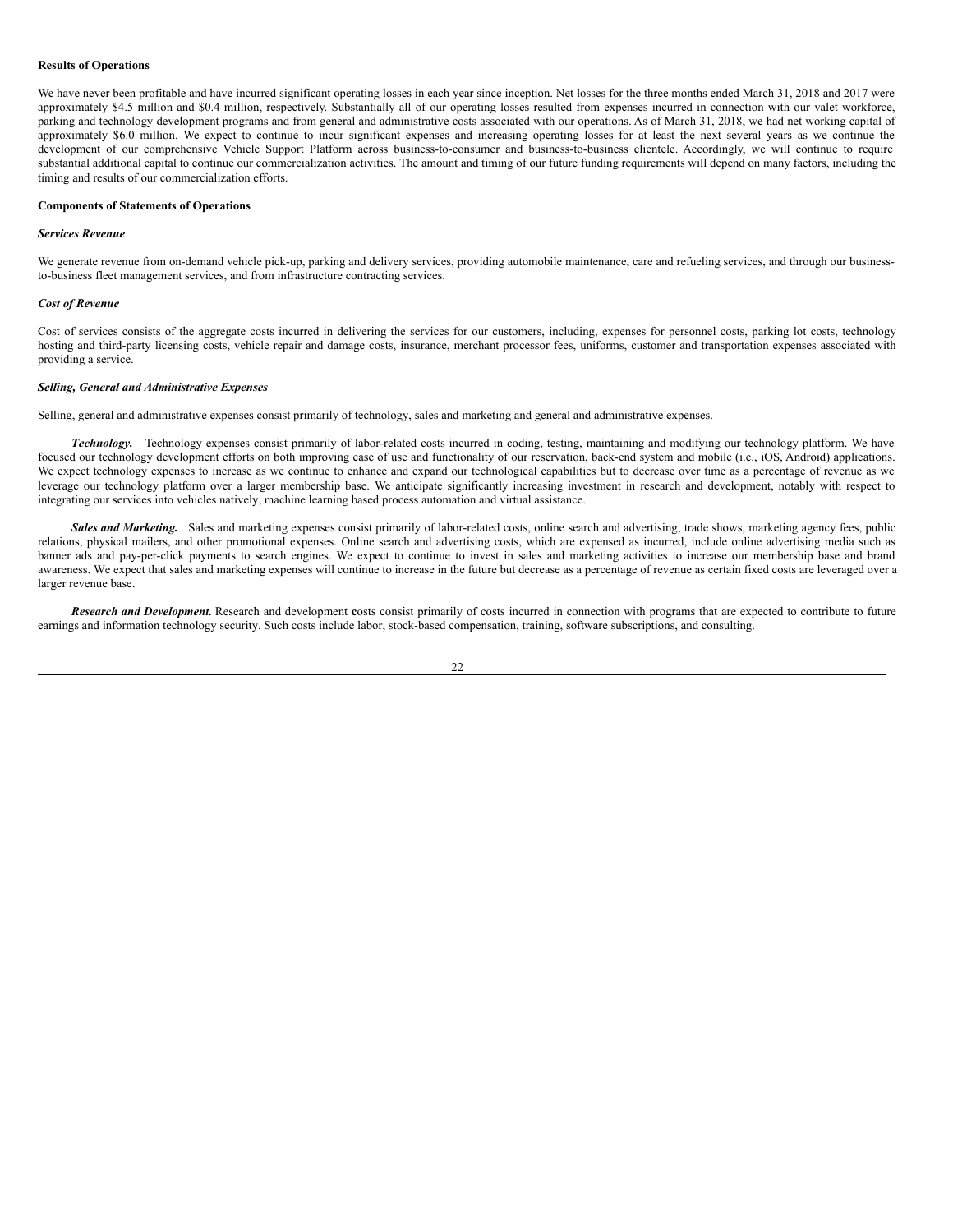**Results of Operations**

We have never been profitable and have incurred significant operating losses in each year since inception. Net losses for the three months ended March 31, 2018 and 2017 were approximately $4.5 million and $0.4 million, respectively. Substantially all of our operating losses resulted from expenses incurred in connection with our valet workforce, parking and technology development programs and from general and administrative costs associated with our operations. As of March 31, 2018, we had net working capital of approximately $6.0 million. We expect to continue to incur significant expenses and increasing operating losses for at least the next several years as we continue the development of our comprehensive Vehicle Support Platform across business-to-consumer and business-to-business clientele. Accordingly, we will continue to require substantial additional capital to continue our commercialization activities. The amount and timing of our future funding requirements will depend on many factors, including the timing and results of our commercialization efforts.

**Components of Statements of Operations**

***Services Revenue***

We generate revenue from on-demand vehicle pick-up, parking and delivery services, providing automobile maintenance, care and refueling services, and through our business-to-business fleet management services, and from infrastructure contracting services.

***Cost of Revenue***

Cost of services consists of the aggregate costs incurred in delivering the services for our customers, including, expenses for personnel costs, parking lot costs, technology hosting and third-party licensing costs, vehicle repair and damage costs, insurance, merchant processor fees, uniforms, customer and transportation expenses associated with providing a service.

***Selling, General and Administrative Expenses***

Selling, general and administrative expenses consist primarily of technology, sales and marketing and general and administrative expenses.

***Technology.*** Technology expenses consist primarily of labor-related costs incurred in coding, testing, maintaining and modifying our technology platform. We have focused our technology development efforts on both improving ease of use and functionality of our reservation, back-end system and mobile (i.e., iOS, Android) applications. We expect technology expenses to increase as we continue to enhance and expand our technological capabilities but to decrease over time as a percentage of revenue as we leverage our technology platform over a larger membership base. We anticipate significantly increasing investment in research and development, notably with respect to integrating our services into vehicles natively, machine learning based process automation and virtual assistance.

***Sales and Marketing.*** Sales and marketing expenses consist primarily of labor-related costs, online search and advertising, trade shows, marketing agency fees, public relations, physical mailers, and other promotional expenses. Online search and advertising costs, which are expensed as incurred, include online advertising media such as banner ads and pay-per-click payments to search engines. We expect to continue to invest in sales and marketing activities to increase our membership base and brand awareness. We expect that sales and marketing expenses will continue to increase in the future but decrease as a percentage of revenue as certain fixed costs are leveraged over a larger revenue base.

***Research and Development.*** Research and development costs consist primarily of costs incurred in connection with programs that are expected to contribute to future earnings and information technology security. Such costs include labor, stock-based compensation, training, software subscriptions, and consulting.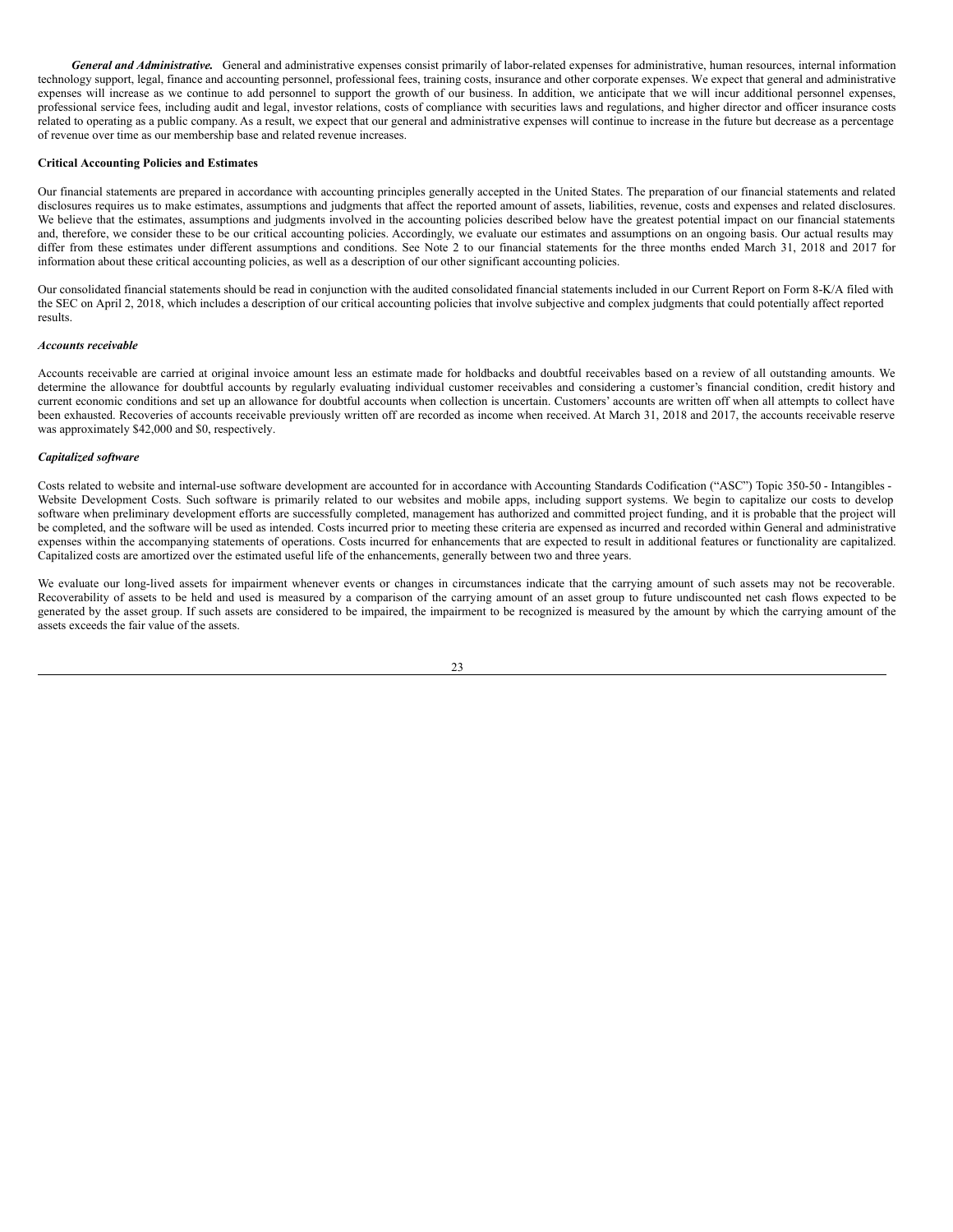***General and Administrative.*** General and administrative expenses consist primarily of labor-related expenses for administrative, human resources, internal information technology support, legal, finance and accounting personnel, professional fees, training costs, insurance and other corporate expenses. We expect that general and administrative expenses will increase as we continue to add personnel to support the growth of our business. In addition, we anticipate that we will incur additional personnel expenses, professional service fees, including audit and legal, investor relations, costs of compliance with securities laws and regulations, and higher director and officer insurance costs related to operating as a public company. As a result, we expect that our general and administrative expenses will continue to increase in the future but decrease as a percentage of revenue over time as our membership base and related revenue increases.

**Critical Accounting Policies and Estimates**

Our financial statements are prepared in accordance with accounting principles generally accepted in the United States. The preparation of our financial statements and related disclosures requires us to make estimates, assumptions and judgments that affect the reported amount of assets, liabilities, revenue, costs and expenses and related disclosures. We believe that the estimates, assumptions and judgments involved in the accounting policies described below have the greatest potential impact on our financial statements and, therefore, we consider these to be our critical accounting policies. Accordingly, we evaluate our estimates and assumptions on an ongoing basis. Our actual results may differ from these estimates under different assumptions and conditions. See Note 2 to our financial statements for the three months ended March 31, 2018 and 2017 for information about these critical accounting policies, as well as a description of our other significant accounting policies.

Our consolidated financial statements should be read in conjunction with the audited consolidated financial statements included in our Current Report on Form 8-K/A filed with the SEC on April 2, 2018, which includes a description of our critical accounting policies that involve subjective and complex judgments that could potentially affect reported results.

***Accounts receivable***

Accounts receivable are carried at original invoice amount less an estimate made for holdbacks and doubtful receivables based on a review of all outstanding amounts. We determine the allowance for doubtful accounts by regularly evaluating individual customer receivables and considering a customer's financial condition, credit history and current economic conditions and set up an allowance for doubtful accounts when collection is uncertain. Customers' accounts are written off when all attempts to collect have been exhausted. Recoveries of accounts receivable previously written off are recorded as income when received. At March 31, 2018 and 2017, the accounts receivable reserve was approximately $42,000 and $0, respectively.

***Capitalized software***

Costs related to website and internal-use software development are accounted for in accordance with Accounting Standards Codification ("ASC") Topic 350-50 - Intangibles - Website Development Costs. Such software is primarily related to our websites and mobile apps, including support systems. We begin to capitalize our costs to develop software when preliminary development efforts are successfully completed, management has authorized and committed project funding, and it is probable that the project will be completed, and the software will be used as intended. Costs incurred prior to meeting these criteria are expensed as incurred and recorded within General and administrative expenses within the accompanying statements of operations. Costs incurred for enhancements that are expected to result in additional features or functionality are capitalized. Capitalized costs are amortized over the estimated useful life of the enhancements, generally between two and three years.

We evaluate our long-lived assets for impairment whenever events or changes in circumstances indicate that the carrying amount of such assets may not be recoverable. Recoverability of assets to be held and used is measured by a comparison of the carrying amount of an asset group to future undiscounted net cash flows expected to be generated by the asset group. If such assets are considered to be impaired, the impairment to be recognized is measured by the amount by which the carrying amount of the assets exceeds the fair value of the assets.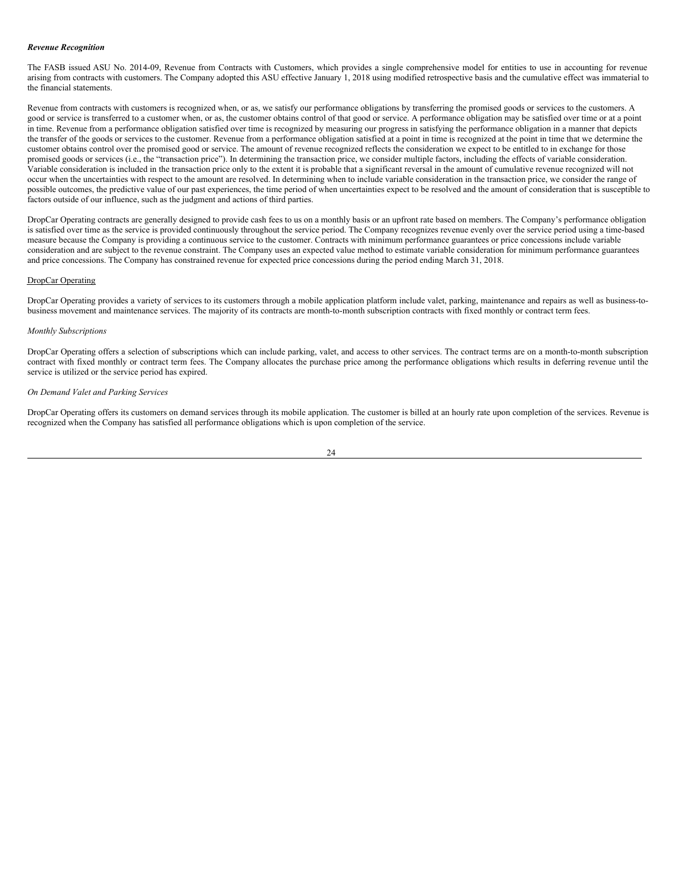***Revenue Recognition***

The FASB issued ASU No. 2014-09, Revenue from Contracts with Customers, which provides a single comprehensive model for entities to use in accounting for revenue arising from contracts with customers. The Company adopted this ASU effective January 1, 2018 using modified retrospective basis and the cumulative effect was immaterial to the financial statements.

Revenue from contracts with customers is recognized when, or as, we satisfy our performance obligations by transferring the promised goods or services to the customers. A good or service is transferred to a customer when, or as, the customer obtains control of that good or service. A performance obligation may be satisfied over time or at a point in time. Revenue from a performance obligation satisfied over time is recognized by measuring our progress in satisfying the performance obligation in a manner that depicts the transfer of the goods or services to the customer. Revenue from a performance obligation satisfied at a point in time is recognized at the point in time that we determine the customer obtains control over the promised good or service. The amount of revenue recognized reflects the consideration we expect to be entitled to in exchange for those promised goods or services (i.e., the "transaction price"). In determining the transaction price, we consider multiple factors, including the effects of variable consideration. Variable consideration is included in the transaction price only to the extent it is probable that a significant reversal in the amount of cumulative revenue recognized will not occur when the uncertainties with respect to the amount are resolved. In determining when to include variable consideration in the transaction price, we consider the range of possible outcomes, the predictive value of our past experiences, the time period of when uncertainties expect to be resolved and the amount of consideration that is susceptible to factors outside of our influence, such as the judgment and actions of third parties.

DropCar Operating contracts are generally designed to provide cash fees to us on a monthly basis or an upfront rate based on members. The Company's performance obligation is satisfied over time as the service is provided continuously throughout the service period. The Company recognizes revenue evenly over the service period using a time-based measure because the Company is providing a continuous service to the customer. Contracts with minimum performance guarantees or price concessions include variable consideration and are subject to the revenue constraint. The Company uses an expected value method to estimate variable consideration for minimum performance guarantees and price concessions. The Company has constrained revenue for expected price concessions during the period ending March 31, 2018.

<u>DropCar Operating</u>

DropCar Operating provides a variety of services to its customers through a mobile application platform include valet, parking, maintenance and repairs as well as business-to-business movement and maintenance services. The majority of its contracts are month-to-month subscription contracts with fixed monthly or contract term fees.

*Monthly Subscriptions*

DropCar Operating offers a selection of subscriptions which can include parking, valet, and access to other services. The contract terms are on a month-to-month subscription contract with fixed monthly or contract term fees. The Company allocates the purchase price among the performance obligations which results in deferring revenue until the service is utilized or the service period has expired.

*On Demand Valet and Parking Services*

DropCar Operating offers its customers on demand services through its mobile application. The customer is billed at an hourly rate upon completion of the services. Revenue is recognized when the Company has satisfied all performance obligations which is upon completion of the service.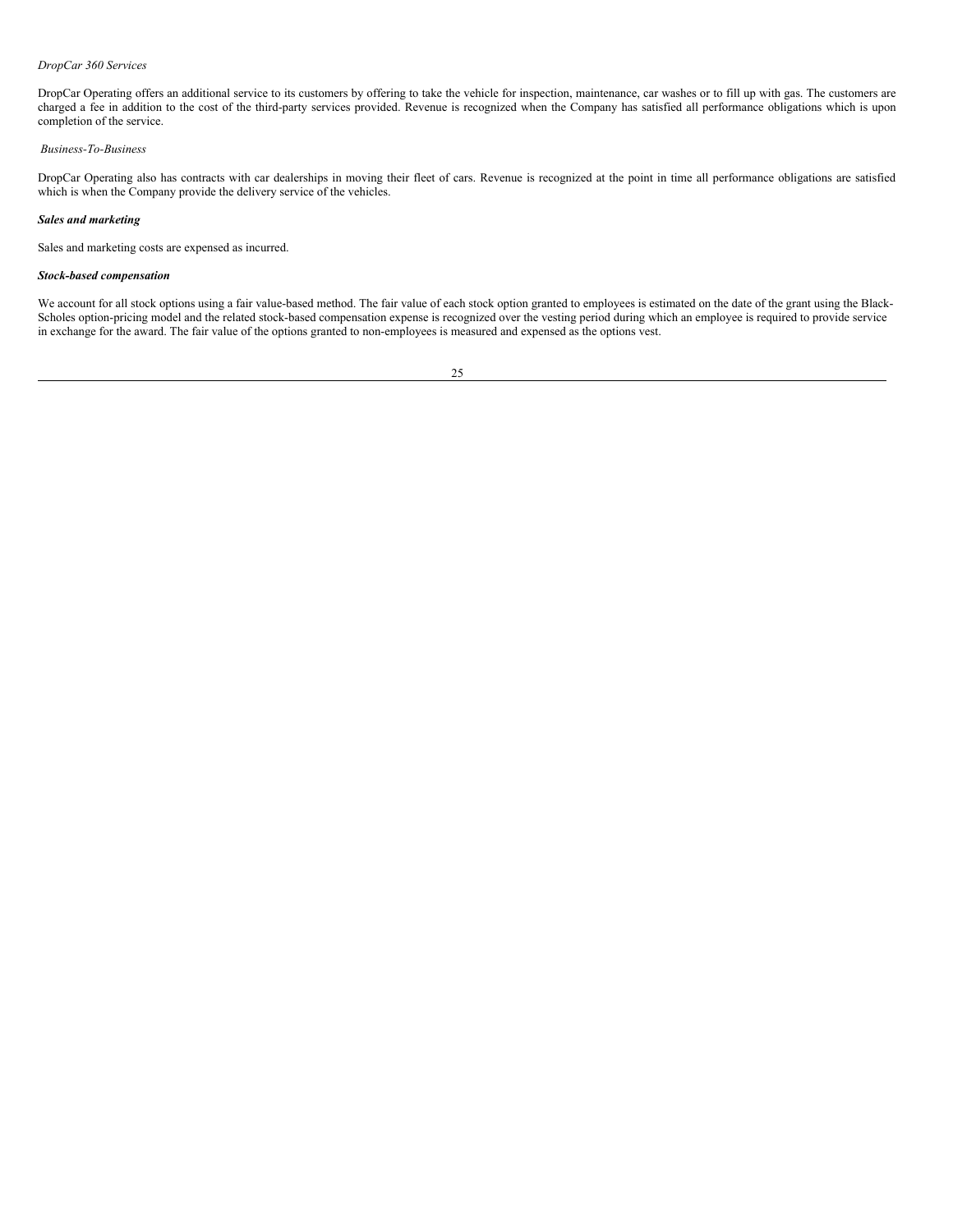*DropCar 360 Services*

DropCar Operating offers an additional service to its customers by offering to take the vehicle for inspection, maintenance, car washes or to fill up with gas. The customers are charged a fee in addition to the cost of the third-party services provided. Revenue is recognized when the Company has satisfied all performance obligations which is upon completion of the service.

*Business-To-Business*

DropCar Operating also has contracts with car dealerships in moving their fleet of cars. Revenue is recognized at the point in time all performance obligations are satisfied which is when the Company provide the delivery service of the vehicles.

***Sales and marketing***

Sales and marketing costs are expensed as incurred.

***Stock-based compensation***

We account for all stock options using a fair value-based method. The fair value of each stock option granted to employees is estimated on the date of the grant using the Black-Scholes option-pricing model and the related stock-based compensation expense is recognized over the vesting period during which an employee is required to provide service in exchange for the award. The fair value of the options granted to non-employees is measured and expensed as the options vest.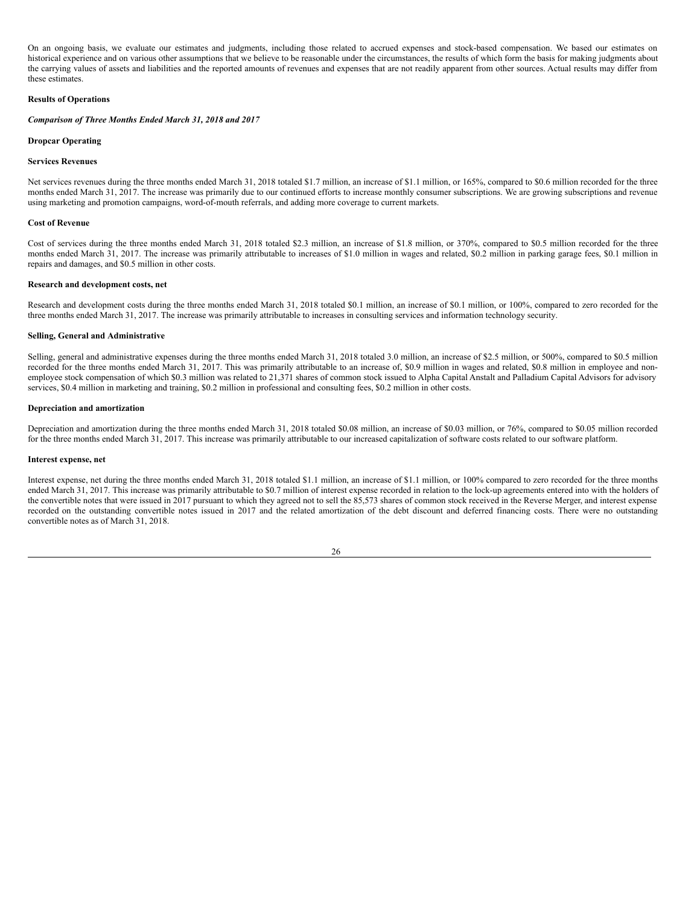On an ongoing basis, we evaluate our estimates and judgments, including those related to accrued expenses and stock-based compensation. We based our estimates on historical experience and on various other assumptions that we believe to be reasonable under the circumstances, the results of which form the basis for making judgments about the carrying values of assets and liabilities and the reported amounts of revenues and expenses that are not readily apparent from other sources. Actual results may differ from these estimates.

**Results of Operations**

***Comparison of Three Months Ended March 31, 2018 and 2017***

**Dropcar Operating**

**Services Revenues**

Net services revenues during the three months ended March 31, 2018 totaled $1.7 million, an increase of $1.1 million, or 165%, compared to $0.6 million recorded for the three months ended March 31, 2017. The increase was primarily due to our continued efforts to increase monthly consumer subscriptions. We are growing subscriptions and revenue using marketing and promotion campaigns, word-of-mouth referrals, and adding more coverage to current markets.

**Cost of Revenue**

Cost of services during the three months ended March 31, 2018 totaled $2.3 million, an increase of $1.8 million, or 370%, compared to $0.5 million recorded for the three months ended March 31, 2017. The increase was primarily attributable to increases of $1.0 million in wages and related, $0.2 million in parking garage fees, $0.1 million in repairs and damages, and $0.5 million in other costs.

**Research and development costs, net**

Research and development costs during the three months ended March 31, 2018 totaled $0.1 million, an increase of $0.1 million, or 100%, compared to zero recorded for the three months ended March 31, 2017. The increase was primarily attributable to increases in consulting services and information technology security.

**Selling, General and Administrative**

Selling, general and administrative expenses during the three months ended March 31, 2018 totaled 3.0 million, an increase of $2.5 million, or 500%, compared to $0.5 million recorded for the three months ended March 31, 2017. This was primarily attributable to an increase of, $0.9 million in wages and related, $0.8 million in employee and non-employee stock compensation of which $0.3 million was related to 21,371 shares of common stock issued to Alpha Capital Anstalt and Palladium Capital Advisors for advisory services, $0.4 million in marketing and training, $0.2 million in professional and consulting fees, $0.2 million in other costs.

**Depreciation and amortization**

Depreciation and amortization during the three months ended March 31, 2018 totaled $0.08 million, an increase of $0.03 million, or 76%, compared to $0.05 million recorded for the three months ended March 31, 2017. This increase was primarily attributable to our increased capitalization of software costs related to our software platform.

**Interest expense, net**

Interest expense, net during the three months ended March 31, 2018 totaled $1.1 million, an increase of $1.1 million, or 100% compared to zero recorded for the three months ended March 31, 2017. This increase was primarily attributable to $0.7 million of interest expense recorded in relation to the lock-up agreements entered into with the holders of the convertible notes that were issued in 2017 pursuant to which they agreed not to sell the 85,573 shares of common stock received in the Reverse Merger, and interest expense recorded on the outstanding convertible notes issued in 2017 and the related amortization of the debt discount and deferred financing costs. There were no outstanding convertible notes as of March 31, 2018.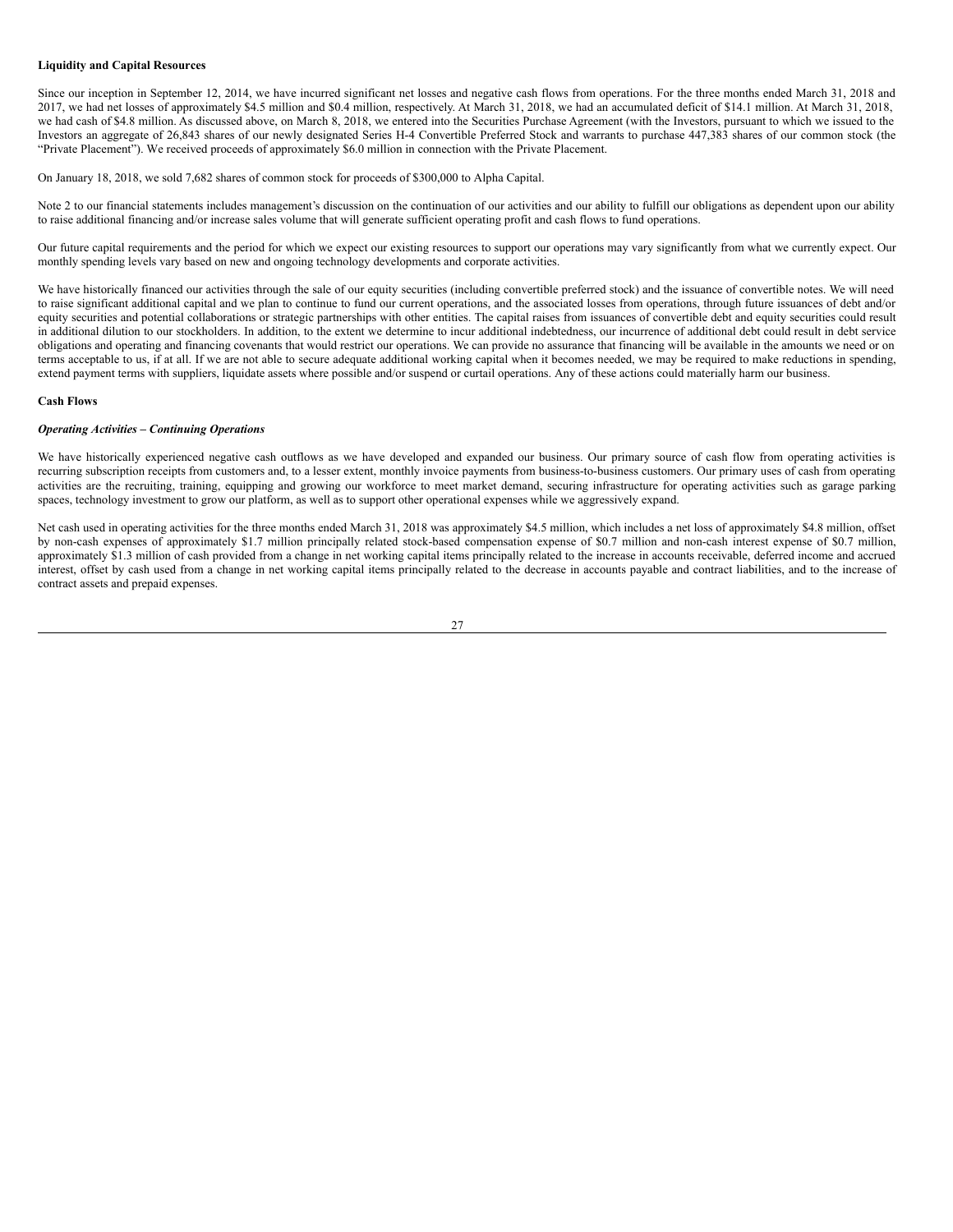**Liquidity and Capital Resources**

Since our inception in September 12, 2014, we have incurred significant net losses and negative cash flows from operations. For the three months ended March 31, 2018 and 2017, we had net losses of approximately $4.5 million and $0.4 million, respectively. At March 31, 2018, we had an accumulated deficit of $14.1 million. At March 31, 2018, we had cash of $4.8 million. As discussed above, on March 8, 2018, we entered into the Securities Purchase Agreement (with the Investors, pursuant to which we issued to the Investors an aggregate of 26,843 shares of our newly designated Series H-4 Convertible Preferred Stock and warrants to purchase 447,383 shares of our common stock (the "Private Placement"). We received proceeds of approximately $6.0 million in connection with the Private Placement.

On January 18, 2018, we sold 7,682 shares of common stock for proceeds of $300,000 to Alpha Capital.

Note 2 to our financial statements includes management's discussion on the continuation of our activities and our ability to fulfill our obligations as dependent upon our ability to raise additional financing and/or increase sales volume that will generate sufficient operating profit and cash flows to fund operations.

Our future capital requirements and the period for which we expect our existing resources to support our operations may vary significantly from what we currently expect. Our monthly spending levels vary based on new and ongoing technology developments and corporate activities.

We have historically financed our activities through the sale of our equity securities (including convertible preferred stock) and the issuance of convertible notes. We will need to raise significant additional capital and we plan to continue to fund our current operations, and the associated losses from operations, through future issuances of debt and/or equity securities and potential collaborations or strategic partnerships with other entities. The capital raises from issuances of convertible debt and equity securities could result in additional dilution to our stockholders. In addition, to the extent we determine to incur additional indebtedness, our incurrence of additional debt could result in debt service obligations and operating and financing covenants that would restrict our operations. We can provide no assurance that financing will be available in the amounts we need or on terms acceptable to us, if at all. If we are not able to secure adequate additional working capital when it becomes needed, we may be required to make reductions in spending, extend payment terms with suppliers, liquidate assets where possible and/or suspend or curtail operations. Any of these actions could materially harm our business.

**Cash Flows**

***Operating Activities – Continuing Operations***

We have historically experienced negative cash outflows as we have developed and expanded our business. Our primary source of cash flow from operating activities is recurring subscription receipts from customers and, to a lesser extent, monthly invoice payments from business-to-business customers. Our primary uses of cash from operating activities are the recruiting, training, equipping and growing our workforce to meet market demand, securing infrastructure for operating activities such as garage parking spaces, technology investment to grow our platform, as well as to support other operational expenses while we aggressively expand.

Net cash used in operating activities for the three months ended March 31, 2018 was approximately $4.5 million, which includes a net loss of approximately $4.8 million, offset by non-cash expenses of approximately $1.7 million principally related stock-based compensation expense of $0.7 million and non-cash interest expense of $0.7 million, approximately $1.3 million of cash provided from a change in net working capital items principally related to the increase in accounts receivable, deferred income and accrued interest, offset by cash used from a change in net working capital items principally related to the decrease in accounts payable and contract liabilities, and to the increase of contract assets and prepaid expenses.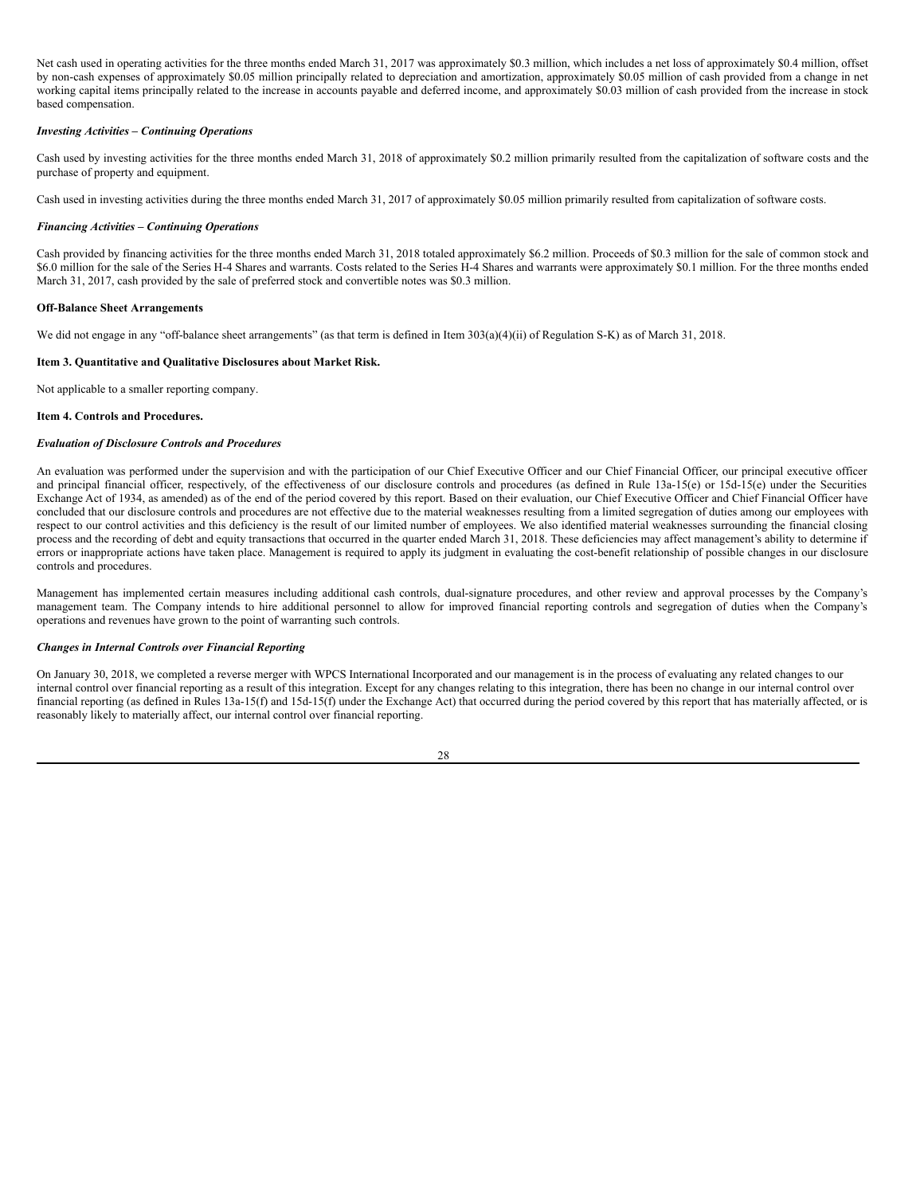Net cash used in operating activities for the three months ended March 31, 2017 was approximately $0.3 million, which includes a net loss of approximately $0.4 million, offset by non-cash expenses of approximately $0.05 million principally related to depreciation and amortization, approximately $0.05 million of cash provided from a change in net working capital items principally related to the increase in accounts payable and deferred income, and approximately $0.03 million of cash provided from the increase in stock based compensation.

***Investing Activities – Continuing Operations***

Cash used by investing activities for the three months ended March 31, 2018 of approximately $0.2 million primarily resulted from the capitalization of software costs and the purchase of property and equipment.

Cash used in investing activities during the three months ended March 31, 2017 of approximately $0.05 million primarily resulted from capitalization of software costs.

***Financing Activities – Continuing Operations***

Cash provided by financing activities for the three months ended March 31, 2018 totaled approximately $6.2 million. Proceeds of $0.3 million for the sale of common stock and $6.0 million for the sale of the Series H-4 Shares and warrants. Costs related to the Series H-4 Shares and warrants were approximately $0.1 million. For the three months ended March 31, 2017, cash provided by the sale of preferred stock and convertible notes was $0.3 million.

**Off-Balance Sheet Arrangements**

We did not engage in any "off-balance sheet arrangements" (as that term is defined in Item 303(a)(4)(ii) of Regulation S-K) as of March 31, 2018.

**Item 3. Quantitative and Qualitative Disclosures about Market Risk.**

Not applicable to a smaller reporting company.

**Item 4. Controls and Procedures.**

***Evaluation of Disclosure Controls and Procedures***

An evaluation was performed under the supervision and with the participation of our Chief Executive Officer and our Chief Financial Officer, our principal executive officer and principal financial officer, respectively, of the effectiveness of our disclosure controls and procedures (as defined in Rule 13a-15(e) or 15d-15(e) under the Securities Exchange Act of 1934, as amended) as of the end of the period covered by this report. Based on their evaluation, our Chief Executive Officer and Chief Financial Officer have concluded that our disclosure controls and procedures are not effective due to the material weaknesses resulting from a limited segregation of duties among our employees with respect to our control activities and this deficiency is the result of our limited number of employees. We also identified material weaknesses surrounding the financial closing process and the recording of debt and equity transactions that occurred in the quarter ended March 31, 2018. These deficiencies may affect management's ability to determine if errors or inappropriate actions have taken place. Management is required to apply its judgment in evaluating the cost-benefit relationship of possible changes in our disclosure controls and procedures.

Management has implemented certain measures including additional cash controls, dual-signature procedures, and other review and approval processes by the Company's management team. The Company intends to hire additional personnel to allow for improved financial reporting controls and segregation of duties when the Company's operations and revenues have grown to the point of warranting such controls.

***Changes in Internal Controls over Financial Reporting***

On January 30, 2018, we completed a reverse merger with WPCS International Incorporated and our management is in the process of evaluating any related changes to our internal control over financial reporting as a result of this integration. Except for any changes relating to this integration, there has been no change in our internal control over financial reporting (as defined in Rules 13a-15(f) and 15d-15(f) under the Exchange Act) that occurred during the period covered by this report that has materially affected, or is reasonably likely to materially affect, our internal control over financial reporting.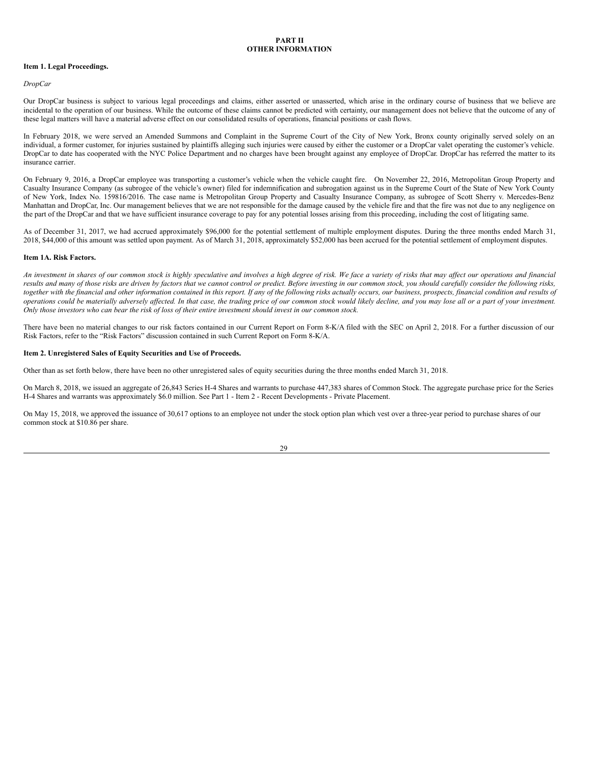# PART II
# OTHER INFORMATION

### Item 1. Legal Proceedings.

*DropCar*

Our DropCar business is subject to various legal proceedings and claims, either asserted or unasserted, which arise in the ordinary course of business that we believe are incidental to the operation of our business. While the outcome of these claims cannot be predicted with certainty, our management does not believe that the outcome of any of these legal matters will have a material adverse effect on our consolidated results of operations, financial positions or cash flows.

In February 2018, we were served an Amended Summons and Complaint in the Supreme Court of the City of New York, Bronx county originally served solely on an individual, a former customer, for injuries sustained by plaintiffs alleging such injuries were caused by either the customer or a DropCar valet operating the customer's vehicle. DropCar to date has cooperated with the NYC Police Department and no charges have been brought against any employee of DropCar. DropCar has referred the matter to its insurance carrier.

On February 9, 2016, a DropCar employee was transporting a customer's vehicle when the vehicle caught fire. On November 22, 2016, Metropolitan Group Property and Casualty Insurance Company (as subrogee of the vehicle's owner) filed for indemnification and subrogation against us in the Supreme Court of the State of New York County of New York, Index No. 159816/2016. The case name is Metropolitan Group Property and Casualty Insurance Company, as subrogee of Scott Sherry v. Mercedes-Benz Manhattan and DropCar, Inc. Our management believes that we are not responsible for the damage caused by the vehicle fire and that the fire was not due to any negligence on the part of the DropCar and that we have sufficient insurance coverage to pay for any potential losses arising from this proceeding, including the cost of litigating same.

As of December 31, 2017, we had accrued approximately $96,000 for the potential settlement of multiple employment disputes. During the three months ended March 31, 2018, $44,000 of this amount was settled upon payment. As of March 31, 2018, approximately $52,000 has been accrued for the potential settlement of employment disputes.

### Item 1A. Risk Factors.

*An investment in shares of our common stock is highly speculative and involves a high degree of risk. We face a variety of risks that may affect our operations and financial results and many of those risks are driven by factors that we cannot control or predict. Before investing in our common stock, you should carefully consider the following risks, together with the financial and other information contained in this report. If any of the following risks actually occurs, our business, prospects, financial condition and results of operations could be materially adversely affected. In that case, the trading price of our common stock would likely decline, and you may lose all or a part of your investment. Only those investors who can bear the risk of loss of their entire investment should invest in our common stock.*

There have been no material changes to our risk factors contained in our Current Report on Form 8-K/A filed with the SEC on April 2, 2018. For a further discussion of our Risk Factors, refer to the "Risk Factors" discussion contained in such Current Report on Form 8-K/A.

### Item 2. Unregistered Sales of Equity Securities and Use of Proceeds.

Other than as set forth below, there have been no other unregistered sales of equity securities during the three months ended March 31, 2018.

On March 8, 2018, we issued an aggregate of 26,843 Series H-4 Shares and warrants to purchase 447,383 shares of Common Stock. The aggregate purchase price for the Series H-4 Shares and warrants was approximately $6.0 million. See Part 1 - Item 2 - Recent Developments - Private Placement.

On May 15, 2018, we approved the issuance of 30,617 options to an employee not under the stock option plan which vest over a three-year period to purchase shares of our common stock at $10.86 per share.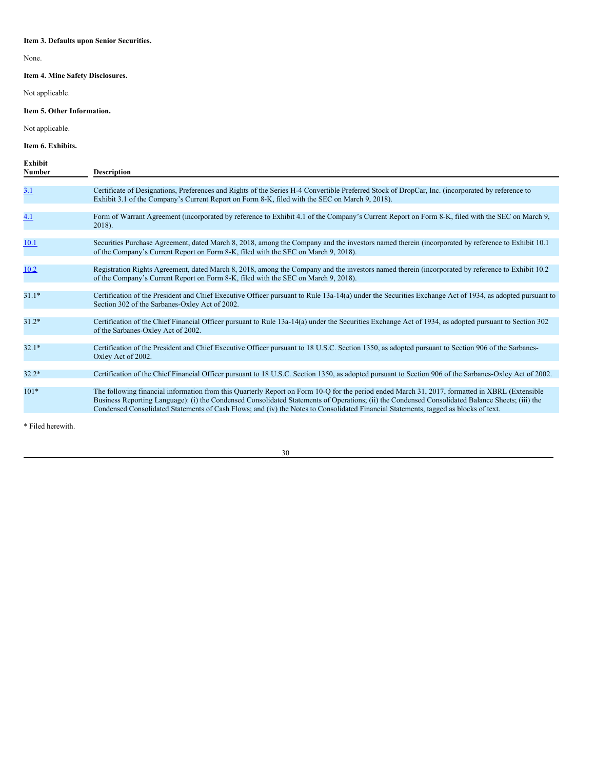**Item 3. Defaults upon Senior Securities.**

None.

**Item 4. Mine Safety Disclosures.**

Not applicable.

**Item 5. Other Information.**

Not applicable.

**Item 6. Exhibits.**

| Exhibit Number | Description |
|---|---|
| 3.1 | Certificate of Designations, Preferences and Rights of the Series H-4 Convertible Preferred Stock of DropCar, Inc. (incorporated by reference to Exhibit 3.1 of the Company's Current Report on Form 8-K, filed with the SEC on March 9, 2018). |
| 4.1 | Form of Warrant Agreement (incorporated by reference to Exhibit 4.1 of the Company's Current Report on Form 8-K, filed with the SEC on March 9, 2018). |
| 10.1 | Securities Purchase Agreement, dated March 8, 2018, among the Company and the investors named therein (incorporated by reference to Exhibit 10.1 of the Company's Current Report on Form 8-K, filed with the SEC on March 9, 2018). |
| 10.2 | Registration Rights Agreement, dated March 8, 2018, among the Company and the investors named therein (incorporated by reference to Exhibit 10.2 of the Company's Current Report on Form 8-K, filed with the SEC on March 9, 2018). |
| 31.1* | Certification of the President and Chief Executive Officer pursuant to Rule 13a-14(a) under the Securities Exchange Act of 1934, as adopted pursuant to Section 302 of the Sarbanes-Oxley Act of 2002. |
| 31.2* | Certification of the Chief Financial Officer pursuant to Rule 13a-14(a) under the Securities Exchange Act of 1934, as adopted pursuant to Section 302 of the Sarbanes-Oxley Act of 2002. |
| 32.1* | Certification of the President and Chief Executive Officer pursuant to 18 U.S.C. Section 1350, as adopted pursuant to Section 906 of the Sarbanes-Oxley Act of 2002. |
| 32.2* | Certification of the Chief Financial Officer pursuant to 18 U.S.C. Section 1350, as adopted pursuant to Section 906 of the Sarbanes-Oxley Act of 2002. |
| 101* | The following financial information from this Quarterly Report on Form 10-Q for the period ended March 31, 2017, formatted in XBRL (Extensible Business Reporting Language): (i) the Condensed Consolidated Statements of Operations; (ii) the Condensed Consolidated Balance Sheets; (iii) the Condensed Consolidated Statements of Cash Flows; and (iv) the Notes to Consolidated Financial Statements, tagged as blocks of text. |

* Filed herewith.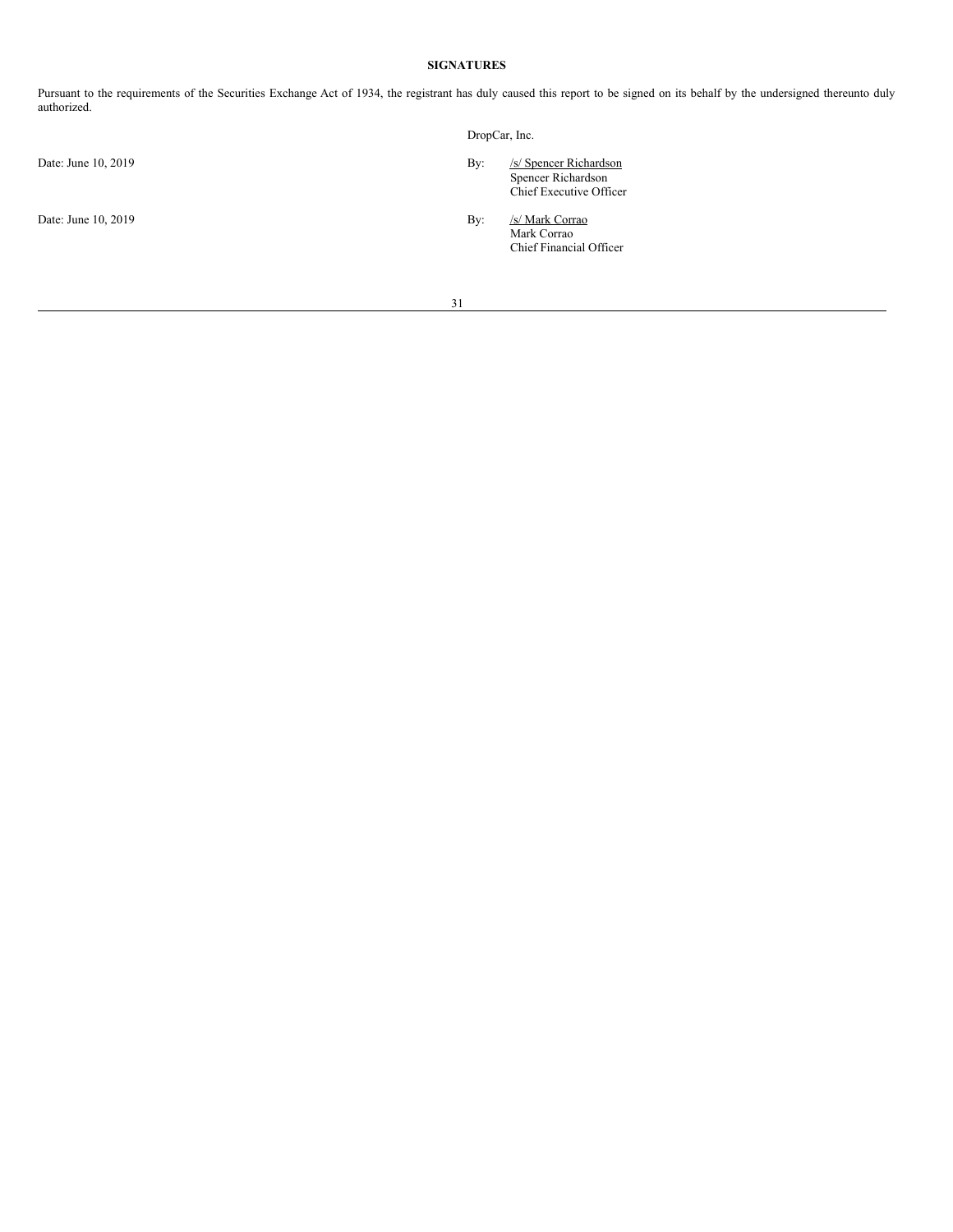**SIGNATURES**

Pursuant to the requirements of the Securities Exchange Act of 1934, the registrant has duly caused this report to be signed on its behalf by the undersigned thereunto duly authorized.

DropCar, Inc.

Date: June 10, 2019

By: /s/ Spencer Richardson
Spencer Richardson
Chief Executive Officer

Date: June 10, 2019

By: /s/ Mark Corrao
Mark Corrao
Chief Financial Officer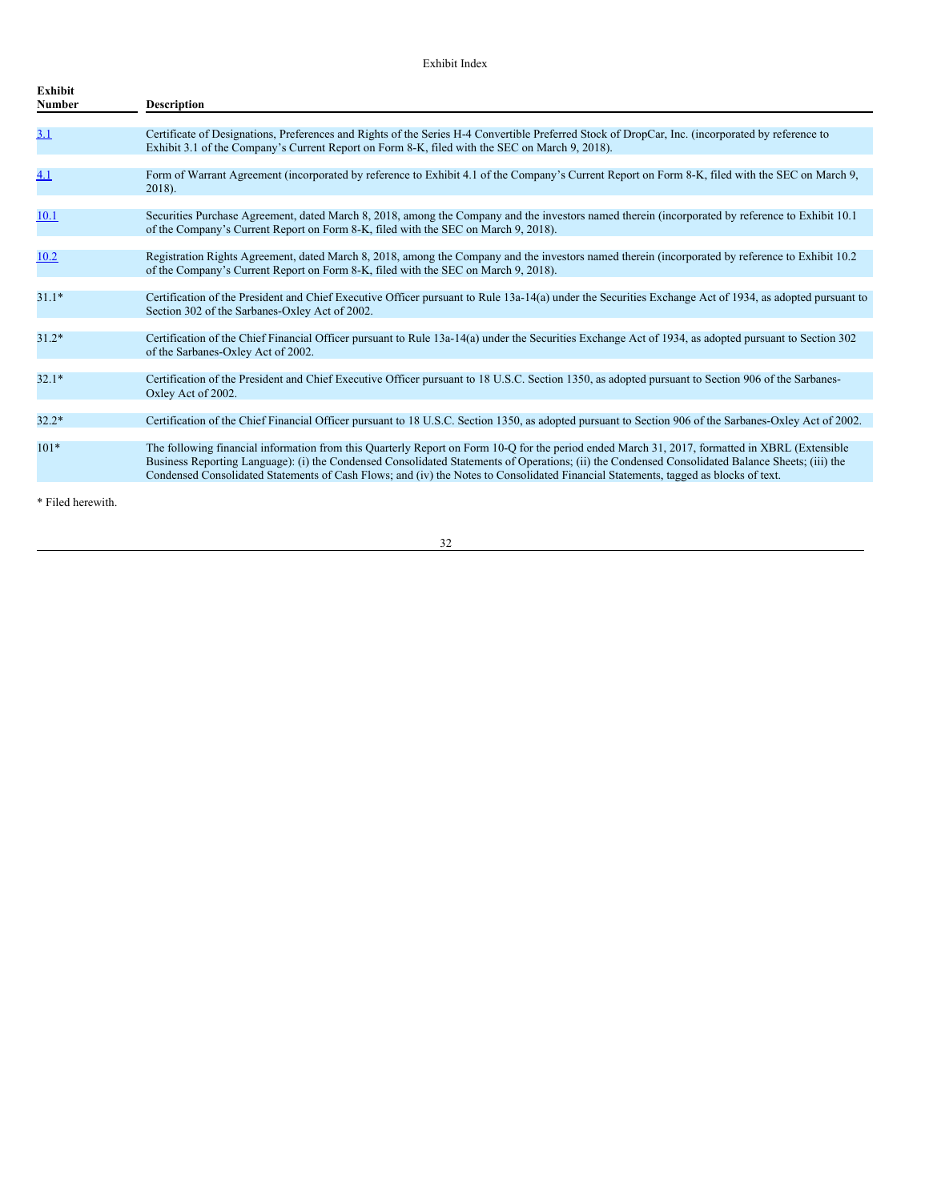Exhibit Index

| Exhibit Number | Description |
|---|---|
| 3.1 | Certificate of Designations, Preferences and Rights of the Series H-4 Convertible Preferred Stock of DropCar, Inc. (incorporated by reference to Exhibit 3.1 of the Company's Current Report on Form 8-K, filed with the SEC on March 9, 2018). |
| 4.1 | Form of Warrant Agreement (incorporated by reference to Exhibit 4.1 of the Company's Current Report on Form 8-K, filed with the SEC on March 9, 2018). |
| 10.1 | Securities Purchase Agreement, dated March 8, 2018, among the Company and the investors named therein (incorporated by reference to Exhibit 10.1 of the Company's Current Report on Form 8-K, filed with the SEC on March 9, 2018). |
| 10.2 | Registration Rights Agreement, dated March 8, 2018, among the Company and the investors named therein (incorporated by reference to Exhibit 10.2 of the Company's Current Report on Form 8-K, filed with the SEC on March 9, 2018). |
| 31.1* | Certification of the President and Chief Executive Officer pursuant to Rule 13a-14(a) under the Securities Exchange Act of 1934, as adopted pursuant to Section 302 of the Sarbanes-Oxley Act of 2002. |
| 31.2* | Certification of the Chief Financial Officer pursuant to Rule 13a-14(a) under the Securities Exchange Act of 1934, as adopted pursuant to Section 302 of the Sarbanes-Oxley Act of 2002. |
| 32.1* | Certification of the President and Chief Executive Officer pursuant to 18 U.S.C. Section 1350, as adopted pursuant to Section 906 of the Sarbanes-Oxley Act of 2002. |
| 32.2* | Certification of the Chief Financial Officer pursuant to 18 U.S.C. Section 1350, as adopted pursuant to Section 906 of the Sarbanes-Oxley Act of 2002. |
| 101* | The following financial information from this Quarterly Report on Form 10-Q for the period ended March 31, 2017, formatted in XBRL (Extensible Business Reporting Language): (i) the Condensed Consolidated Statements of Operations; (ii) the Condensed Consolidated Balance Sheets; (iii) the Condensed Consolidated Statements of Cash Flows; and (iv) the Notes to Consolidated Financial Statements, tagged as blocks of text. |

* Filed herewith.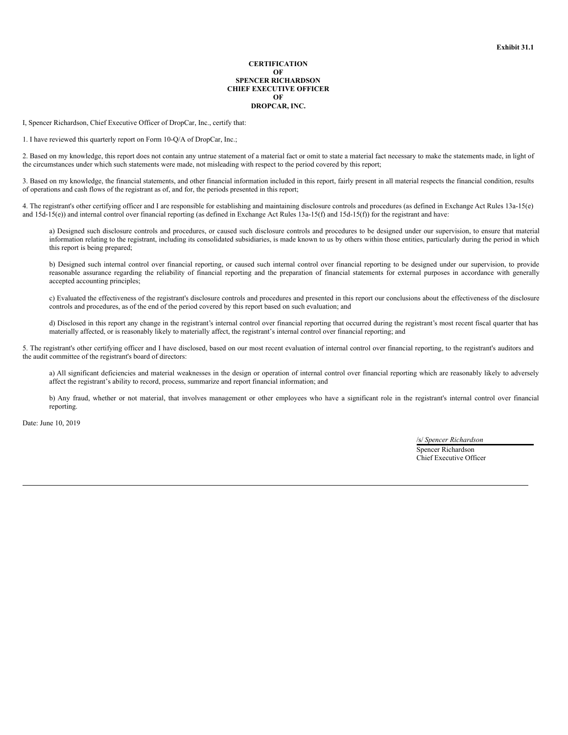**Exhibit 31.1**

**CERTIFICATION**
**OF**
**SPENCER RICHARDSON**
**CHIEF EXECUTIVE OFFICER**
**OF**
**DROPCAR, INC.**

I, Spencer Richardson, Chief Executive Officer of DropCar, Inc., certify that:

1. I have reviewed this quarterly report on Form 10-Q/A of DropCar, Inc.;

2. Based on my knowledge, this report does not contain any untrue statement of a material fact or omit to state a material fact necessary to make the statements made, in light of the circumstances under which such statements were made, not misleading with respect to the period covered by this report;

3. Based on my knowledge, the financial statements, and other financial information included in this report, fairly present in all material respects the financial condition, results of operations and cash flows of the registrant as of, and for, the periods presented in this report;

4. The registrant's other certifying officer and I are responsible for establishing and maintaining disclosure controls and procedures (as defined in Exchange Act Rules 13a-15(e) and 15d-15(e)) and internal control over financial reporting (as defined in Exchange Act Rules 13a-15(f) and 15d-15(f)) for the registrant and have:

> a) Designed such disclosure controls and procedures, or caused such disclosure controls and procedures to be designed under our supervision, to ensure that material information relating to the registrant, including its consolidated subsidiaries, is made known to us by others within those entities, particularly during the period in which this report is being prepared;
>
> b) Designed such internal control over financial reporting, or caused such internal control over financial reporting to be designed under our supervision, to provide reasonable assurance regarding the reliability of financial reporting and the preparation of financial statements for external purposes in accordance with generally accepted accounting principles;
>
> c) Evaluated the effectiveness of the registrant's disclosure controls and procedures and presented in this report our conclusions about the effectiveness of the disclosure controls and procedures, as of the end of the period covered by this report based on such evaluation; and
>
> d) Disclosed in this report any change in the registrant's internal control over financial reporting that occurred during the registrant's most recent fiscal quarter that has materially affected, or is reasonably likely to materially affect, the registrant's internal control over financial reporting; and

5. The registrant's other certifying officer and I have disclosed, based on our most recent evaluation of internal control over financial reporting, to the registrant's auditors and the audit committee of the registrant's board of directors:

> a) All significant deficiencies and material weaknesses in the design or operation of internal control over financial reporting which are reasonably likely to adversely affect the registrant's ability to record, process, summarize and report financial information; and
>
> b) Any fraud, whether or not material, that involves management or other employees who have a significant role in the registrant's internal control over financial reporting.

Date: June 10, 2019

/s/ *Spencer Richardson*
Spencer Richardson
Chief Executive Officer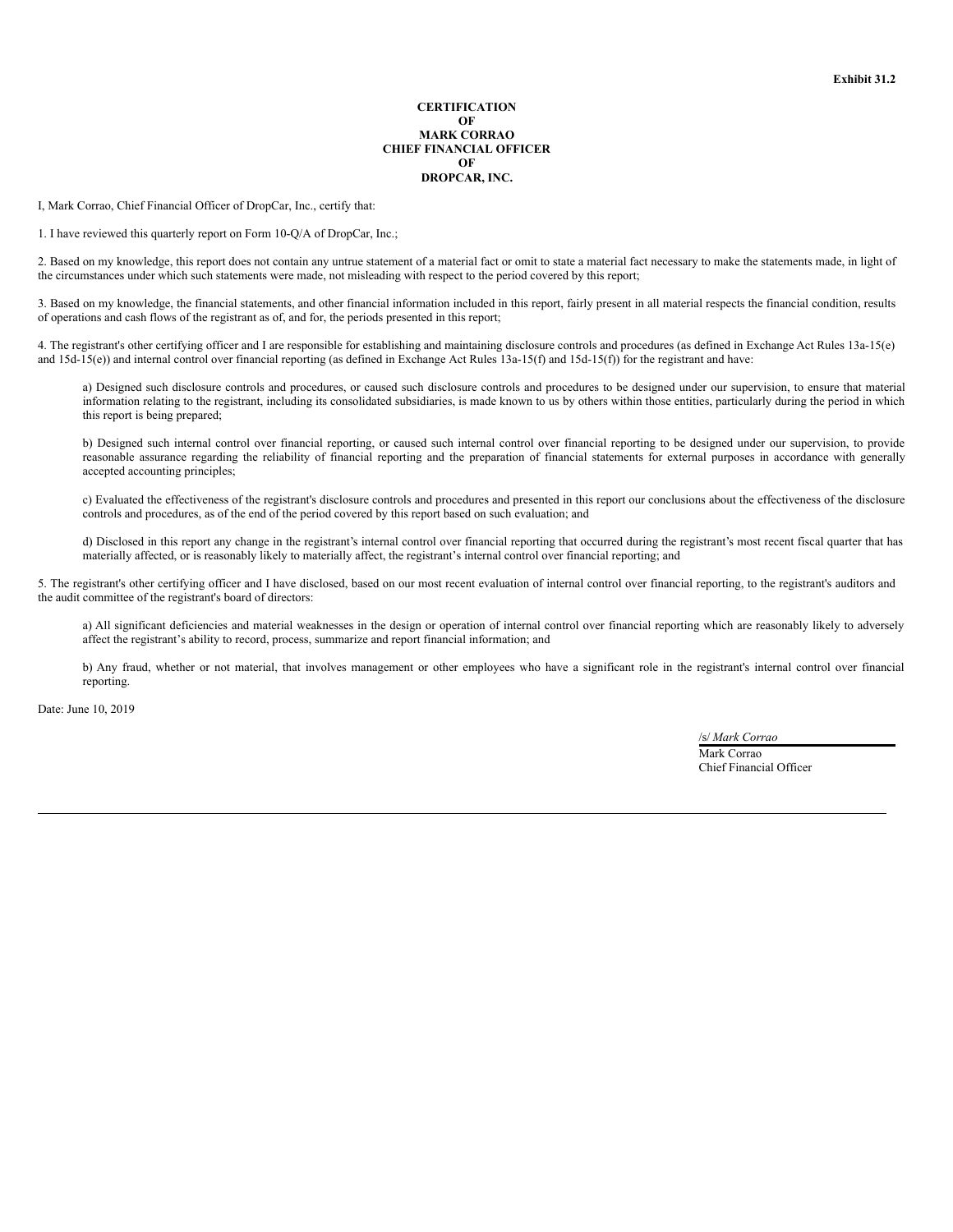**Exhibit 31.2**

**CERTIFICATION**
**OF**
**MARK CORRAO**
**CHIEF FINANCIAL OFFICER**
**OF**
**DROPCAR, INC.**

I, Mark Corrao, Chief Financial Officer of DropCar, Inc., certify that:

1. I have reviewed this quarterly report on Form 10-Q/A of DropCar, Inc.;

2. Based on my knowledge, this report does not contain any untrue statement of a material fact or omit to state a material fact necessary to make the statements made, in light of the circumstances under which such statements were made, not misleading with respect to the period covered by this report;

3. Based on my knowledge, the financial statements, and other financial information included in this report, fairly present in all material respects the financial condition, results of operations and cash flows of the registrant as of, and for, the periods presented in this report;

4. The registrant's other certifying officer and I are responsible for establishing and maintaining disclosure controls and procedures (as defined in Exchange Act Rules 13a-15(e) and 15d-15(e)) and internal control over financial reporting (as defined in Exchange Act Rules 13a-15(f) and 15d-15(f)) for the registrant and have:

a) Designed such disclosure controls and procedures, or caused such disclosure controls and procedures to be designed under our supervision, to ensure that material information relating to the registrant, including its consolidated subsidiaries, is made known to us by others within those entities, particularly during the period in which this report is being prepared;

b) Designed such internal control over financial reporting, or caused such internal control over financial reporting to be designed under our supervision, to provide reasonable assurance regarding the reliability of financial reporting and the preparation of financial statements for external purposes in accordance with generally accepted accounting principles;

c) Evaluated the effectiveness of the registrant's disclosure controls and procedures and presented in this report our conclusions about the effectiveness of the disclosure controls and procedures, as of the end of the period covered by this report based on such evaluation; and

d) Disclosed in this report any change in the registrant's internal control over financial reporting that occurred during the registrant's most recent fiscal quarter that has materially affected, or is reasonably likely to materially affect, the registrant's internal control over financial reporting; and

5. The registrant's other certifying officer and I have disclosed, based on our most recent evaluation of internal control over financial reporting, to the registrant's auditors and the audit committee of the registrant's board of directors:

a) All significant deficiencies and material weaknesses in the design or operation of internal control over financial reporting which are reasonably likely to adversely affect the registrant's ability to record, process, summarize and report financial information; and

b) Any fraud, whether or not material, that involves management or other employees who have a significant role in the registrant's internal control over financial reporting.

Date: June 10, 2019

/s/ *Mark Corrao*
Mark Corrao
Chief Financial Officer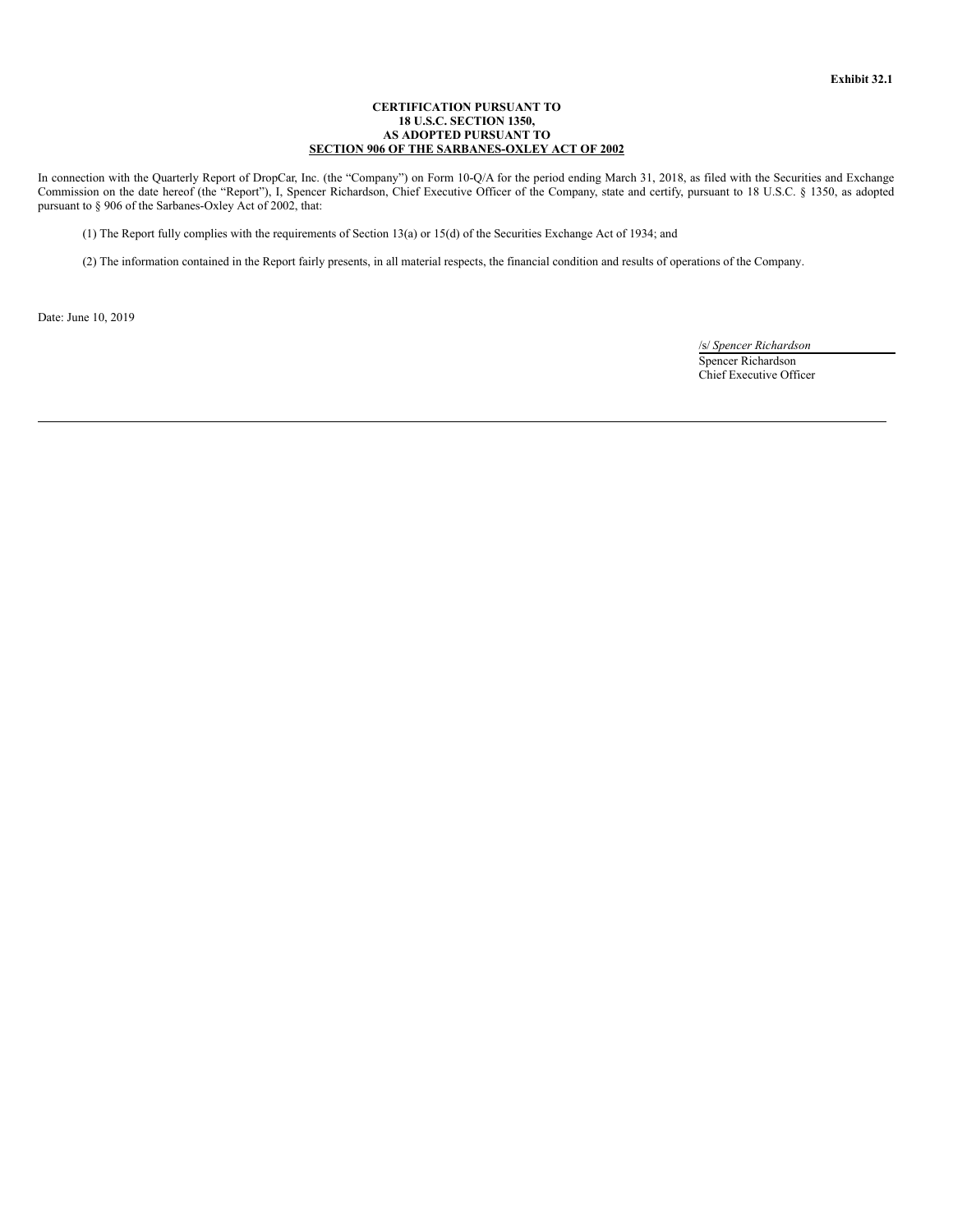**Exhibit 32.1**

**CERTIFICATION PURSUANT TO**
**18 U.S.C. SECTION 1350,**
**AS ADOPTED PURSUANT TO**
**SECTION 906 OF THE SARBANES-OXLEY ACT OF 2002**

In connection with the Quarterly Report of DropCar, Inc. (the "Company") on Form 10-Q/A for the period ending March 31, 2018, as filed with the Securities and Exchange Commission on the date hereof (the "Report"), I, Spencer Richardson, Chief Executive Officer of the Company, state and certify, pursuant to 18 U.S.C. § 1350, as adopted pursuant to § 906 of the Sarbanes-Oxley Act of 2002, that:

(1) The Report fully complies with the requirements of Section 13(a) or 15(d) of the Securities Exchange Act of 1934; and

(2) The information contained in the Report fairly presents, in all material respects, the financial condition and results of operations of the Company.

Date: June 10, 2019

/s/ *Spencer Richardson*
Spencer Richardson
Chief Executive Officer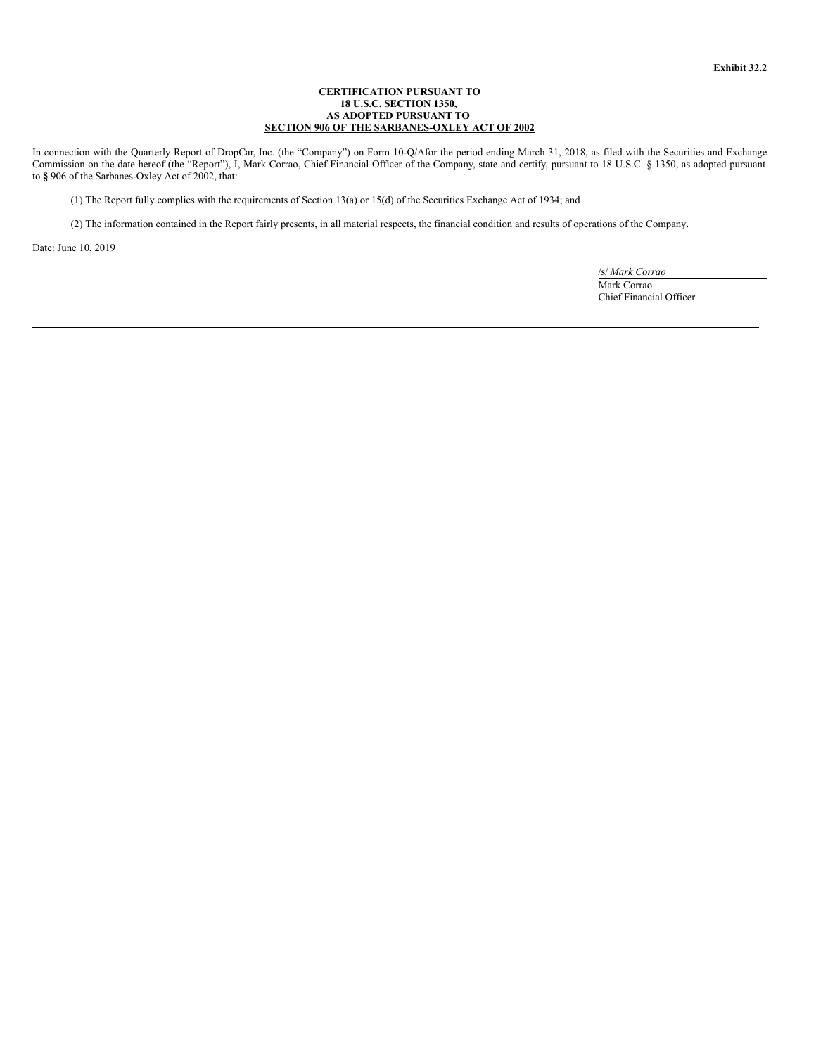**Exhibit 32.2**

**CERTIFICATION PURSUANT TO**
**18 U.S.C. SECTION 1350,**
**AS ADOPTED PURSUANT TO**
**SECTION 906 OF THE SARBANES-OXLEY ACT OF 2002**

In connection with the Quarterly Report of DropCar, Inc. (the "Company") on Form 10-Q/Afor the period ending March 31, 2018, as filed with the Securities and Exchange Commission on the date hereof (the "Report"), I, Mark Corrao, Chief Financial Officer of the Company, state and certify, pursuant to 18 U.S.C. § 1350, as adopted pursuant to **§** 906 of the Sarbanes-Oxley Act of 2002, that:

(1) The Report fully complies with the requirements of Section 13(a) or 15(d) of the Securities Exchange Act of 1934; and

(2) The information contained in the Report fairly presents, in all material respects, the financial condition and results of operations of the Company.

Date: June 10, 2019

/s/ *Mark Corrao*
Mark Corrao
Chief Financial Officer